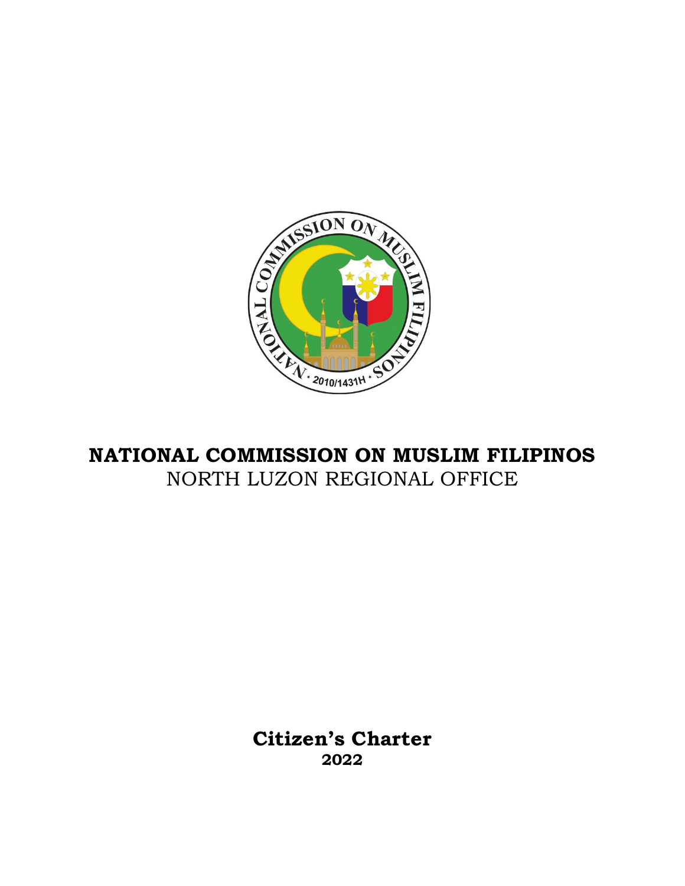# NATIONAL COMMISSION ON MUSLIM FILIPINOS

NORTH LUZON REGIONAL OFFICE

**Citizen's Charter**

**2022**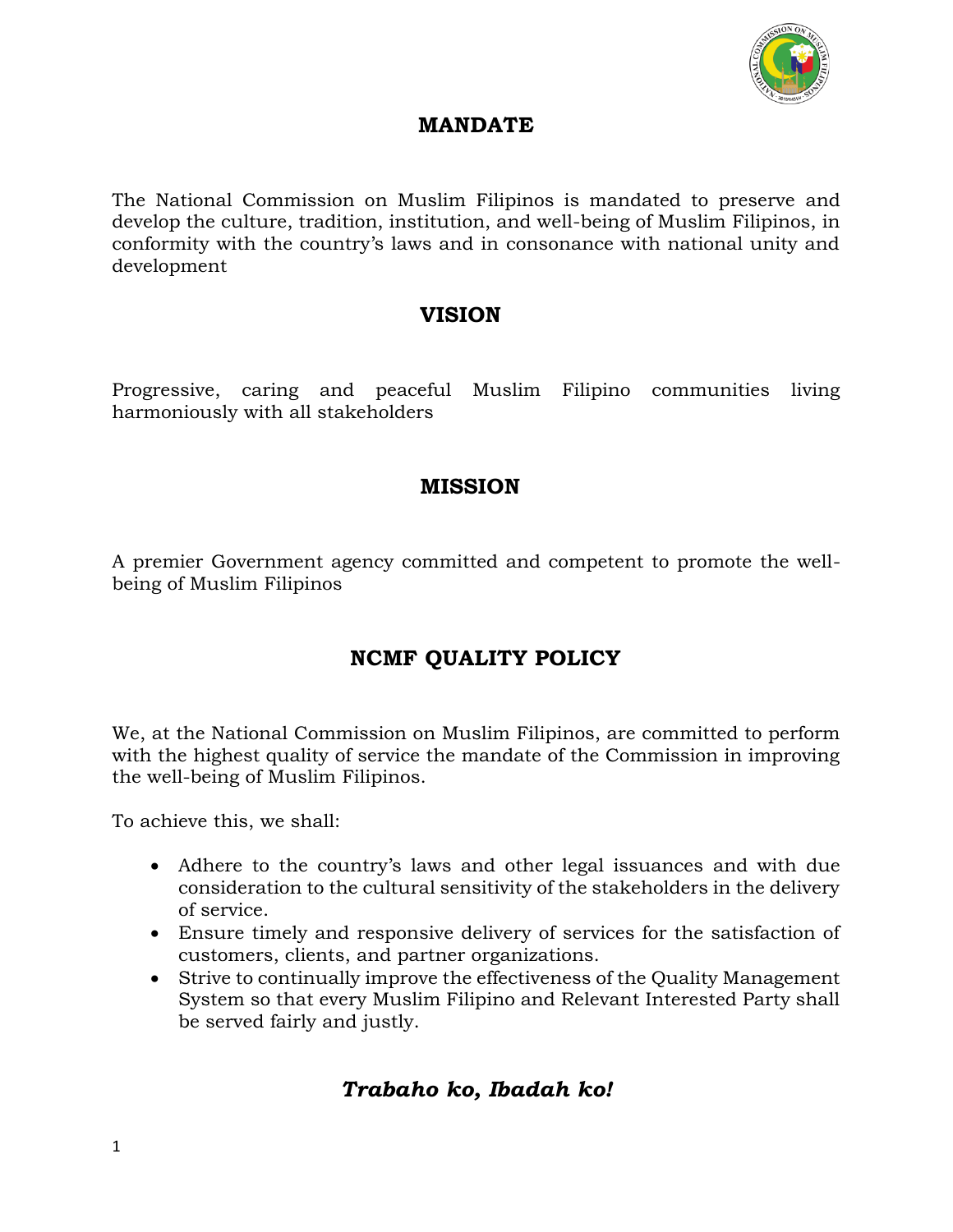## MANDATE

The National Commission on Muslim Filipinos is mandated to preserve and develop the culture, tradition, institution, and well-being of Muslim Filipinos, in conformity with the country's laws and in consonance with national unity and development

## VISION

Progressive, caring and peaceful Muslim Filipino communities living harmoniously with all stakeholders

## MISSION

A premier Government agency committed and competent to promote the well-being of Muslim Filipinos

## NCMF QUALITY POLICY

We, at the National Commission on Muslim Filipinos, are committed to perform with the highest quality of service the mandate of the Commission in improving the well-being of Muslim Filipinos.

To achieve this, we shall:

- Adhere to the country's laws and other legal issuances and with due consideration to the cultural sensitivity of the stakeholders in the delivery of service.
- Ensure timely and responsive delivery of services for the satisfaction of customers, clients, and partner organizations.
- Strive to continually improve the effectiveness of the Quality Management System so that every Muslim Filipino and Relevant Interested Party shall be served fairly and justly.

***Trabaho ko, Ibadah ko!***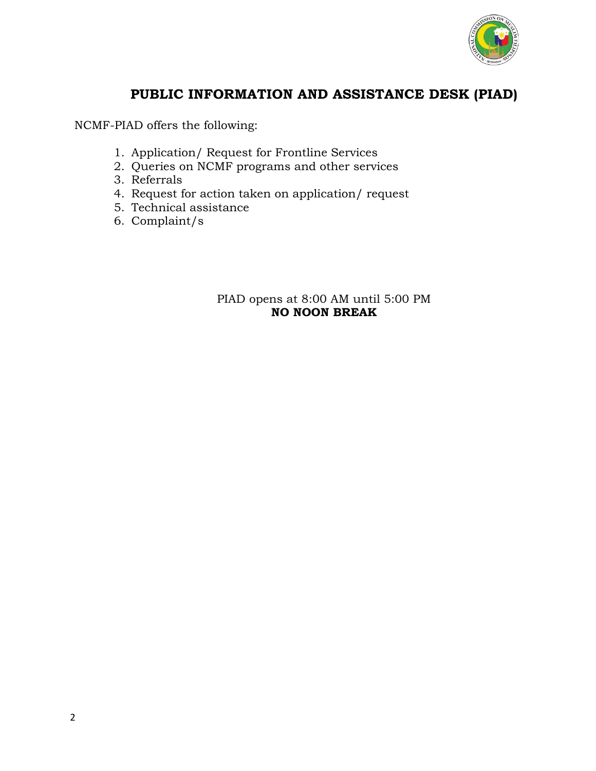# PUBLIC INFORMATION AND ASSISTANCE DESK (PIAD)

NCMF-PIAD offers the following:

1. Application/ Request for Frontline Services
2. Queries on NCMF programs and other services
3. Referrals
4. Request for action taken on application/ request
5. Technical assistance
6. Complaint/s

PIAD opens at 8:00 AM until 5:00 PM
**NO NOON BREAK**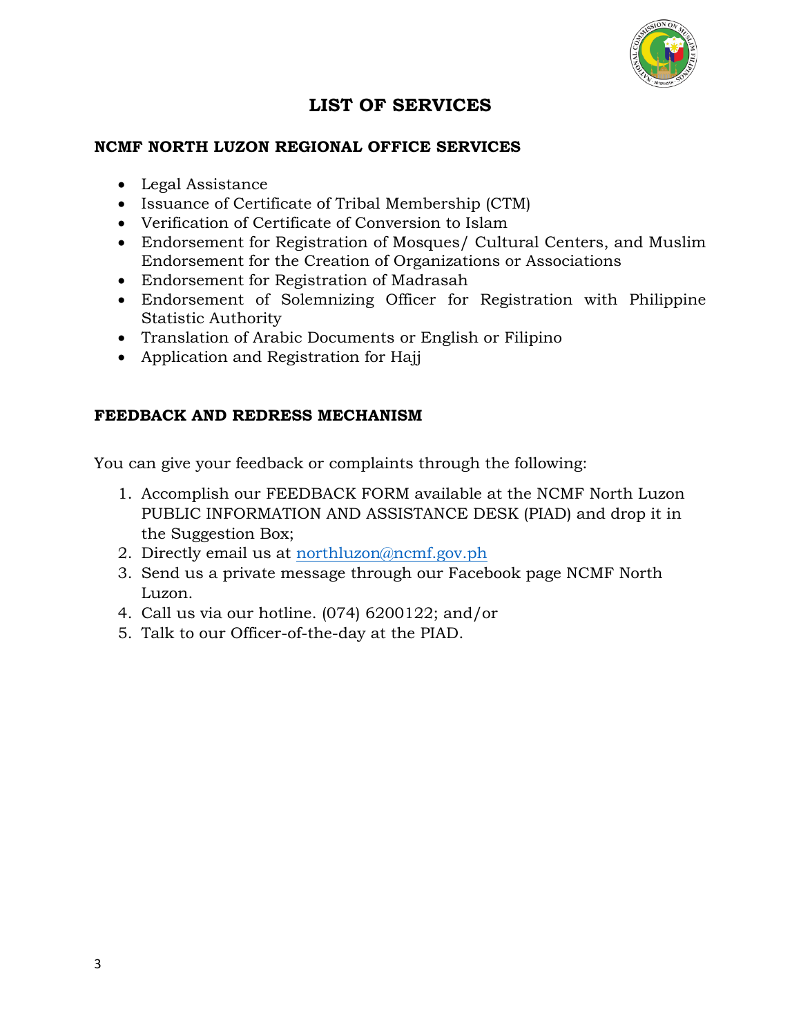# LIST OF SERVICES

## NCMF NORTH LUZON REGIONAL OFFICE SERVICES

- Legal Assistance
- Issuance of Certificate of Tribal Membership (CTM)
- Verification of Certificate of Conversion to Islam
- Endorsement for Registration of Mosques/ Cultural Centers, and Muslim Endorsement for the Creation of Organizations or Associations
- Endorsement for Registration of Madrasah
- Endorsement of Solemnizing Officer for Registration with Philippine Statistic Authority
- Translation of Arabic Documents or English or Filipino
- Application and Registration for Hajj

## FEEDBACK AND REDRESS MECHANISM

You can give your feedback or complaints through the following:

1. Accomplish our FEEDBACK FORM available at the NCMF North Luzon PUBLIC INFORMATION AND ASSISTANCE DESK (PIAD) and drop it in the Suggestion Box;
2. Directly email us at northluzon@ncmf.gov.ph
3. Send us a private message through our Facebook page NCMF North Luzon.
4. Call us via our hotline. (074) 6200122; and/or
5. Talk to our Officer-of-the-day at the PIAD.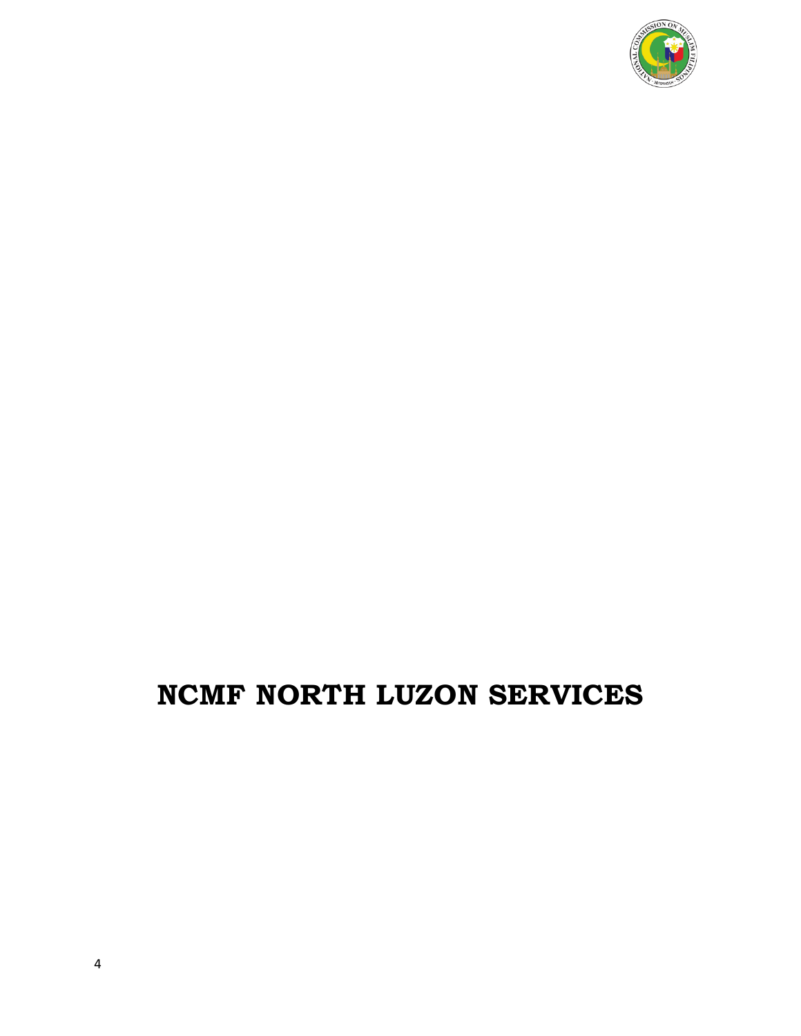# NCMF NORTH LUZON SERVICES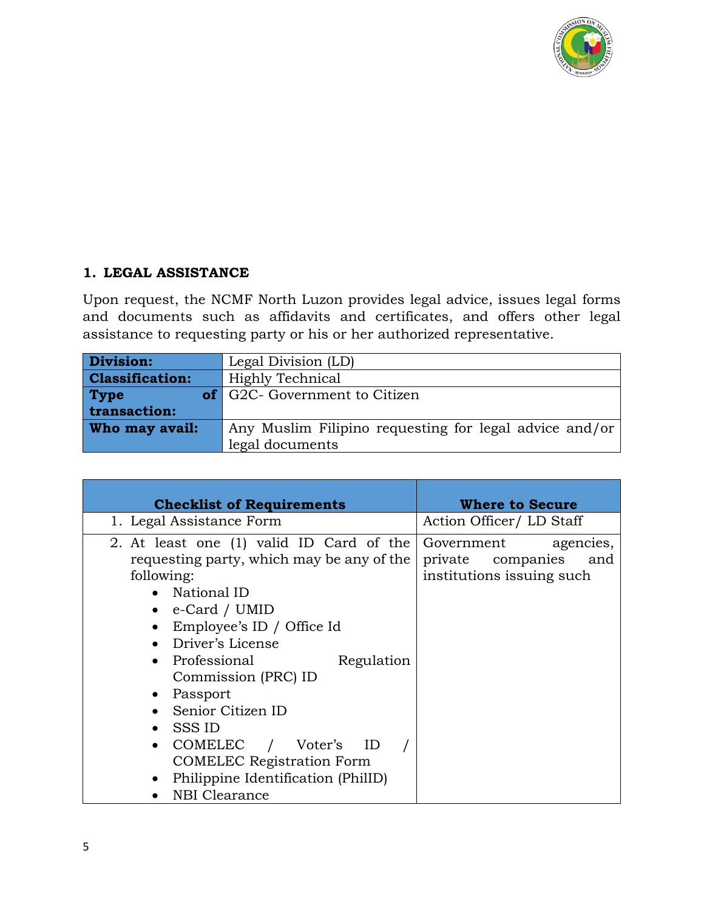## 1. LEGAL ASSISTANCE

Upon request, the NCMF North Luzon provides legal advice, issues legal forms and documents such as affidavits and certificates, and offers other legal assistance to requesting party or his or her authorized representative.

| **Division:** | Legal Division (LD) |
|---|---|
| **Classification:** | Highly Technical |
| **Type of transaction:** | G2C- Government to Citizen |
| **Who may avail:** | Any Muslim Filipino requesting for legal advice and/or legal documents |

| Checklist of Requirements | Where to Secure |
|---|---|
| 1. Legal Assistance Form | Action Officer/ LD Staff |
| 2. At least one (1) valid ID Card of the requesting party, which may be any of the following:<br>• National ID<br>• e-Card / UMID<br>• Employee's ID / Office Id<br>• Driver's License<br>• Professional Regulation Commission (PRC) ID<br>• Passport<br>• Senior Citizen ID<br>• SSS ID<br>• COMELEC / Voter's ID / COMELEC Registration Form<br>• Philippine Identification (PhilID)<br>• NBI Clearance | Government agencies, private companies and institutions issuing such |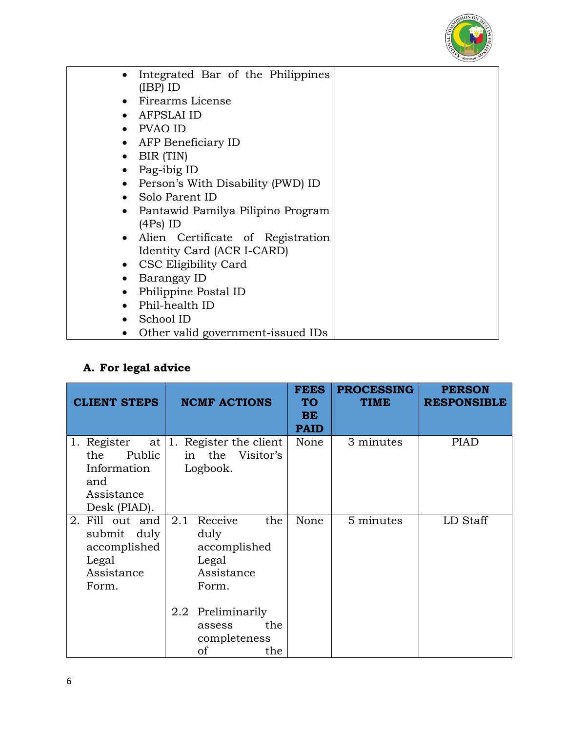| | |
|---|---|
| • Integrated Bar of the Philippines (IBP) ID<br>• Firearms License<br>• AFPSLAI ID<br>• PVAO ID<br>• AFP Beneficiary ID<br>• BIR (TIN)<br>• Pag-ibig ID<br>• Person's With Disability (PWD) ID<br>• Solo Parent ID<br>• Pantawid Pamilya Pilipino Program (4Ps) ID<br>• Alien Certificate of Registration Identity Card (ACR I-CARD)<br>• CSC Eligibility Card<br>• Barangay ID<br>• Philippine Postal ID<br>• Phil-health ID<br>• School ID<br>• Other valid government-issued IDs | |

## A. For legal advice

| CLIENT STEPS | NCMF ACTIONS | FEES TO BE PAID | PROCESSING TIME | PERSON RESPONSIBLE |
|---|---|---|---|---|
| 1. Register at the Public Information and Assistance Desk (PIAD). | 1. Register the client in the Visitor's Logbook. | None | 3 minutes | PIAD |
| 2. Fill out and submit duly accomplished Legal Assistance Form. | 2.1 Receive the duly accomplished Legal Assistance Form.<br><br>2.2 Preliminarily assess the completeness of the | None | 5 minutes | LD Staff |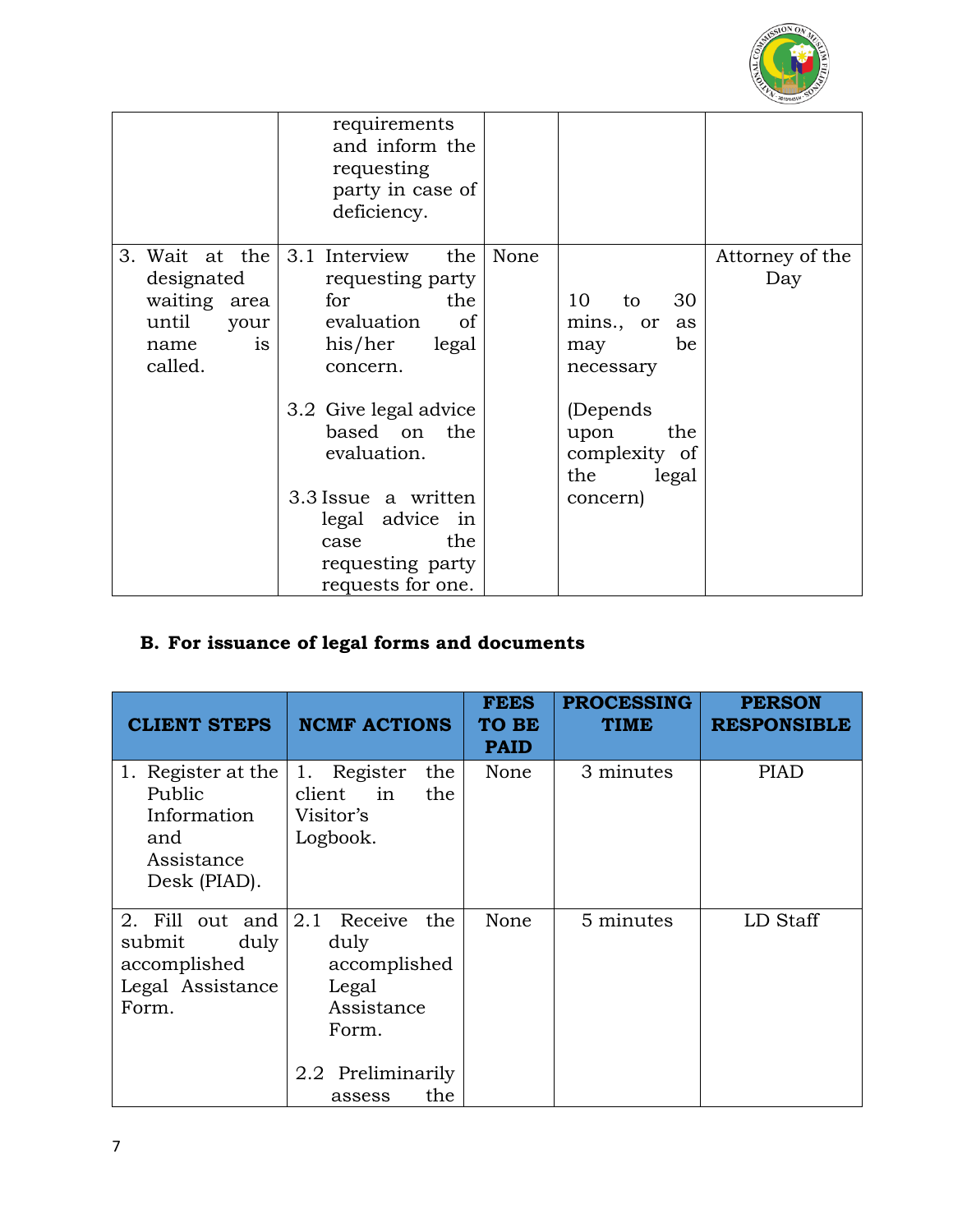| | requirements and inform the requesting party in case of deficiency. | | | |
|---|---|---|---|---|
| 3. Wait at the designated waiting area until your name is called. | 3.1 Interview the requesting party for the evaluation of his/her legal concern.<br><br>3.2 Give legal advice based on the evaluation.<br><br>3.3 Issue a written legal advice in case the requesting party requests for one. | None | 10 to 30 mins., or as may be necessary<br><br>(Depends upon the complexity of the legal concern) | Attorney of the Day |

## B. For issuance of legal forms and documents

| CLIENT STEPS | NCMF ACTIONS | FEES TO BE PAID | PROCESSING TIME | PERSON RESPONSIBLE |
|---|---|---|---|---|
| 1. Register at the Public Information and Assistance Desk (PIAD). | 1. Register the client in the Visitor's Logbook. | None | 3 minutes | PIAD |
| 2. Fill out and submit duly accomplished Legal Assistance Form. | 2.1 Receive the duly accomplished Legal Assistance Form.<br><br>2.2 Preliminarily assess the | None | 5 minutes | LD Staff |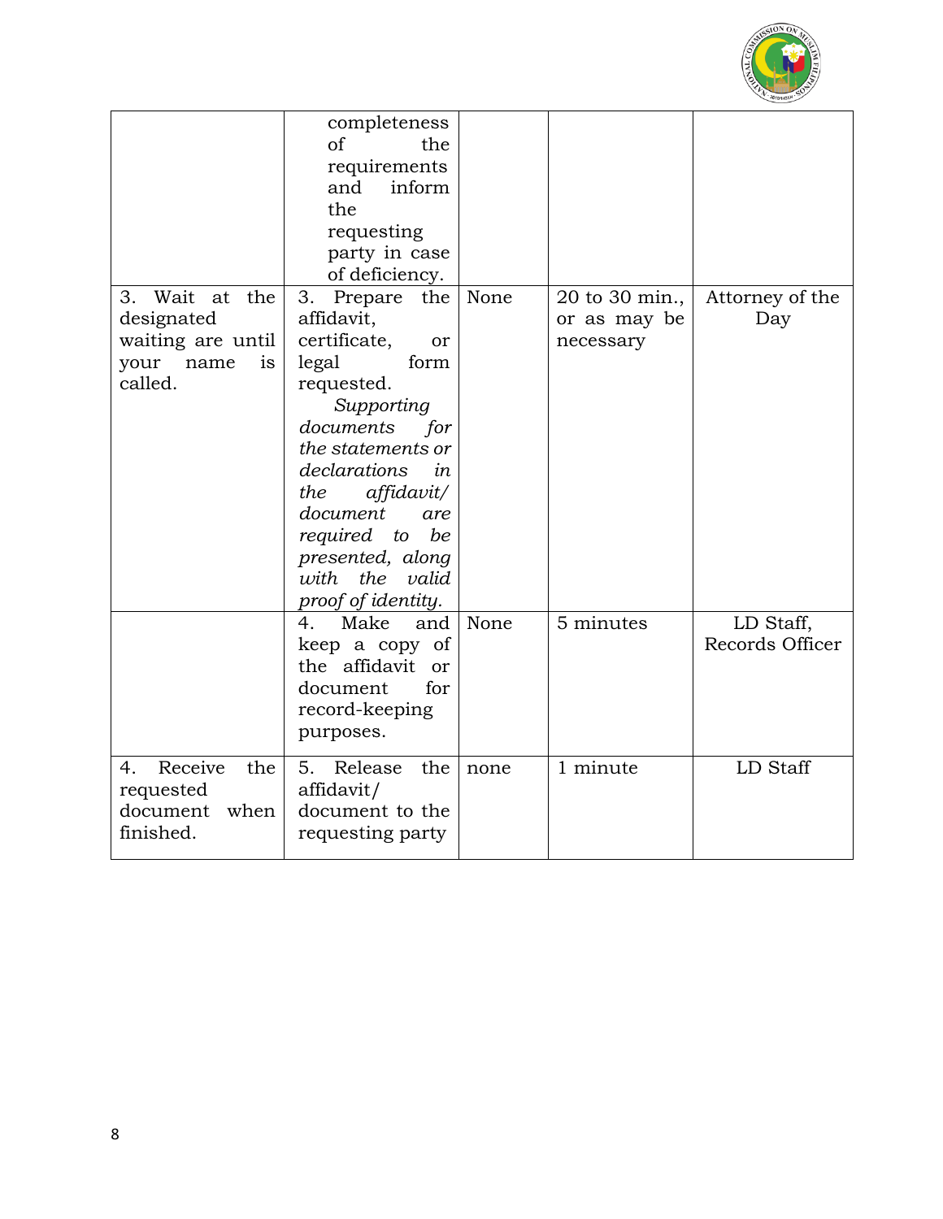| | | | | |
|---|---|---|---|---|
| | completeness of the requirements and inform the requesting party in case of deficiency. | | | |
| 3. Wait at the designated waiting are until your name is called. | 3. Prepare the affidavit, certificate, or legal form requested. *Supporting documents for the statements or declarations in the affidavit/ document are required to be presented, along with the valid proof of identity.* | None | 20 to 30 min., or as may be necessary | Attorney of the Day |
| | 4. Make and keep a copy of the affidavit or document for record-keeping purposes. | None | 5 minutes | LD Staff, Records Officer |
| 4. Receive the requested document when finished. | 5. Release the affidavit/ document to the requesting party | none | 1 minute | LD Staff |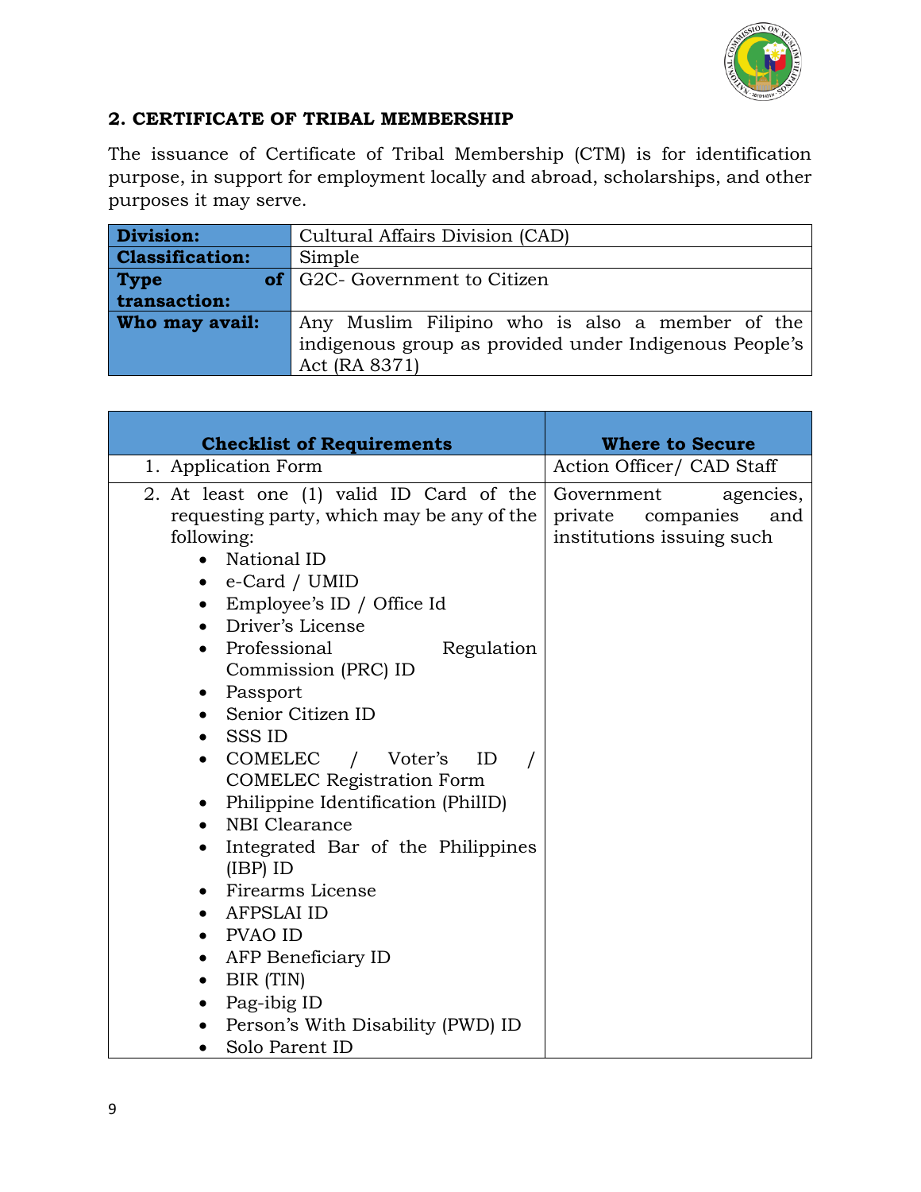## 2. CERTIFICATE OF TRIBAL MEMBERSHIP

The issuance of Certificate of Tribal Membership (CTM) is for identification purpose, in support for employment locally and abroad, scholarships, and other purposes it may serve.

| **Division:** | Cultural Affairs Division (CAD) |
|---|---|
| **Classification:** | Simple |
| **Type of transaction:** | G2C- Government to Citizen |
| **Who may avail:** | Any Muslim Filipino who is also a member of the indigenous group as provided under Indigenous People's Act (RA 8371) |

| **Checklist of Requirements** | **Where to Secure** |
|---|---|
| 1. Application Form | Action Officer/ CAD Staff |
| 2. At least one (1) valid ID Card of the requesting party, which may be any of the following:<br>• National ID<br>• e-Card / UMID<br>• Employee's ID / Office Id<br>• Driver's License<br>• Professional Regulation Commission (PRC) ID<br>• Passport<br>• Senior Citizen ID<br>• SSS ID<br>• COMELEC / Voter's ID / COMELEC Registration Form<br>• Philippine Identification (PhilID)<br>• NBI Clearance<br>• Integrated Bar of the Philippines (IBP) ID<br>• Firearms License<br>• AFPSLAI ID<br>• PVAO ID<br>• AFP Beneficiary ID<br>• BIR (TIN)<br>• Pag-ibig ID<br>• Person's With Disability (PWD) ID<br>• Solo Parent ID | Government agencies, private companies and institutions issuing such |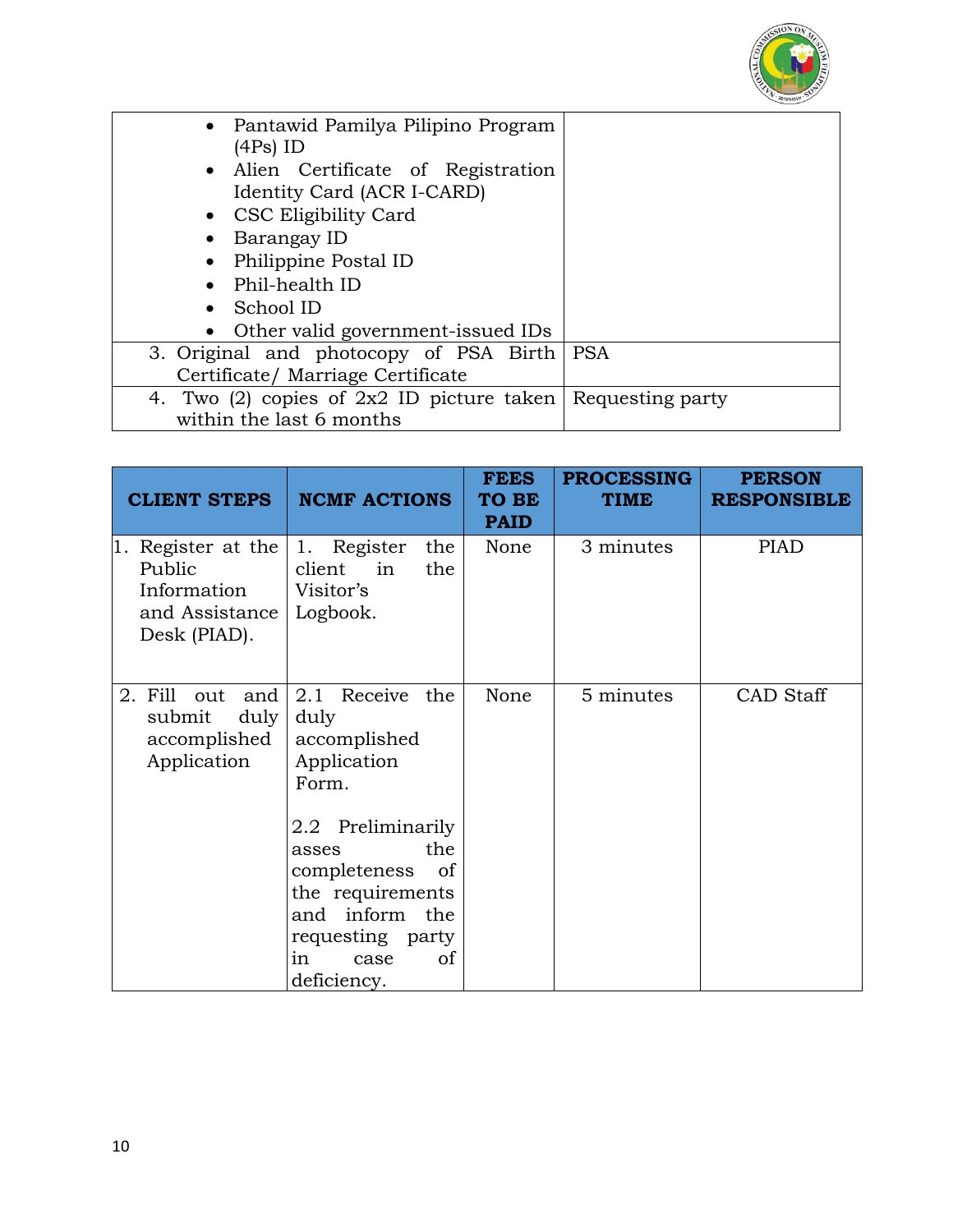| | |
|---|---|
| • Pantawid Pamilya Pilipino Program (4Ps) ID<br>• Alien Certificate of Registration Identity Card (ACR I-CARD)<br>• CSC Eligibility Card<br>• Barangay ID<br>• Philippine Postal ID<br>• Phil-health ID<br>• School ID<br>• Other valid government-issued IDs | |
| 3. Original and photocopy of PSA Birth Certificate/ Marriage Certificate | PSA |
| 4. Two (2) copies of 2x2 ID picture taken within the last 6 months | Requesting party |

| CLIENT STEPS | NCMF ACTIONS | FEES TO BE PAID | PROCESSING TIME | PERSON RESPONSIBLE |
|---|---|---|---|---|
| 1. Register at the Public Information and Assistance Desk (PIAD). | 1. Register the client in the Visitor's Logbook. | None | 3 minutes | PIAD |
| 2. Fill out and submit duly accomplished Application | 2.1 Receive the duly accomplished Application Form.<br><br>2.2 Preliminarily asses the completeness of the requirements and inform the requesting party in case of deficiency. | None | 5 minutes | CAD Staff |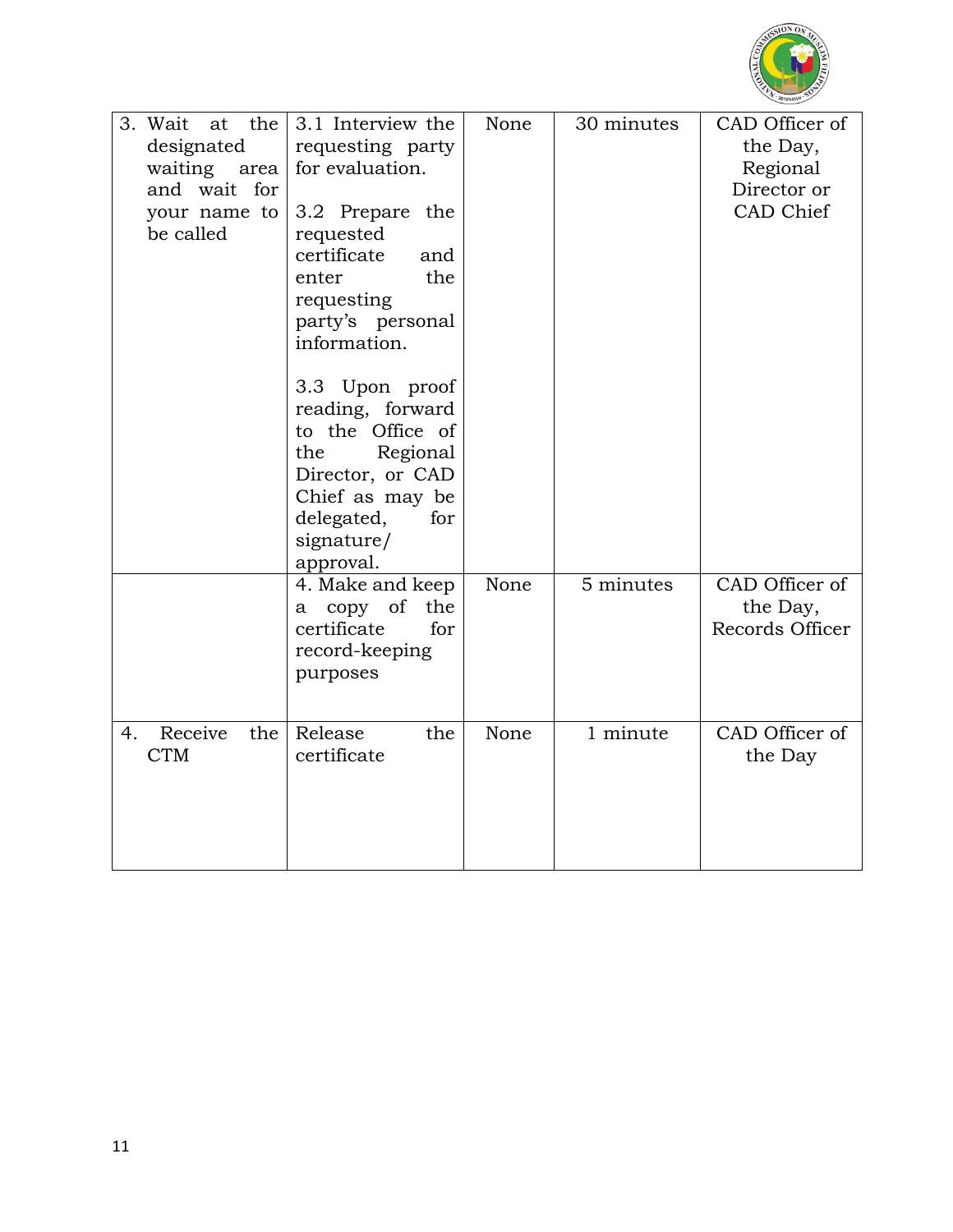| | | | | |
|---|---|---|---|---|
| 3. Wait at the designated waiting area and wait for your name to be called | 3.1 Interview the requesting party for evaluation.<br><br>3.2 Prepare the requested certificate and enter the requesting party's personal information.<br><br>3.3 Upon proof reading, forward to the Office of the Regional Director, or CAD Chief as may be delegated, for signature/ approval. | None | 30 minutes | CAD Officer of the Day, Regional Director or CAD Chief |
| | 4. Make and keep a copy of the certificate for record-keeping purposes | None | 5 minutes | CAD Officer of the Day, Records Officer |
| 4. Receive the CTM | Release the certificate | None | 1 minute | CAD Officer of the Day |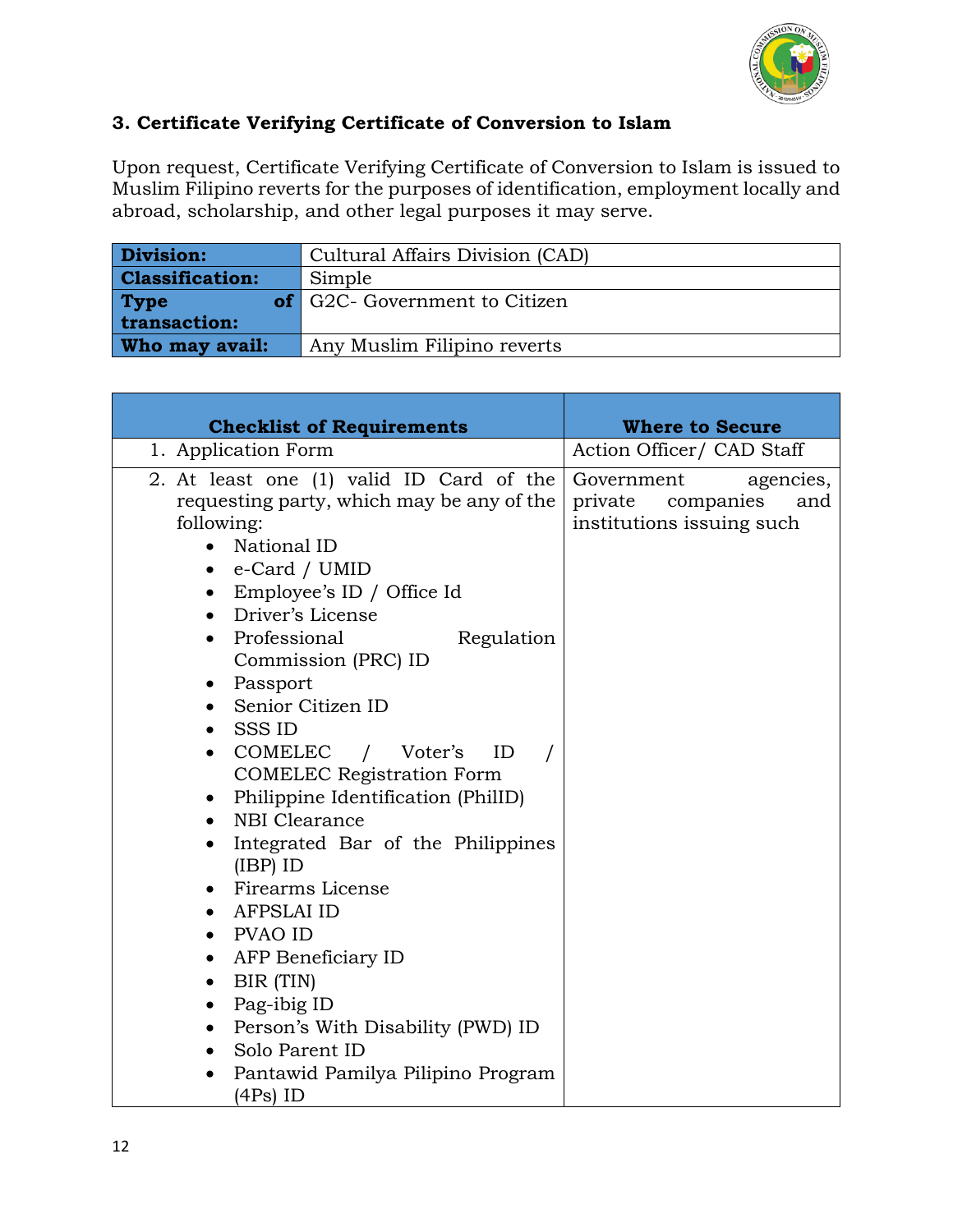### 3. Certificate Verifying Certificate of Conversion to Islam

Upon request, Certificate Verifying Certificate of Conversion to Islam is issued to Muslim Filipino reverts for the purposes of identification, employment locally and abroad, scholarship, and other legal purposes it may serve.

| **Division:** | Cultural Affairs Division (CAD) |
|---|---|
| **Classification:** | Simple |
| **Type of transaction:** | G2C- Government to Citizen |
| **Who may avail:** | Any Muslim Filipino reverts |

| **Checklist of Requirements** | **Where to Secure** |
|---|---|
| 1. Application Form | Action Officer/ CAD Staff |
| 2. At least one (1) valid ID Card of the requesting party, which may be any of the following:<br>• National ID<br>• e-Card / UMID<br>• Employee's ID / Office Id<br>• Driver's License<br>• Professional Regulation Commission (PRC) ID<br>• Passport<br>• Senior Citizen ID<br>• SSS ID<br>• COMELEC / Voter's ID / COMELEC Registration Form<br>• Philippine Identification (PhilID)<br>• NBI Clearance<br>• Integrated Bar of the Philippines (IBP) ID<br>• Firearms License<br>• AFPSLAI ID<br>• PVAO ID<br>• AFP Beneficiary ID<br>• BIR (TIN)<br>• Pag-ibig ID<br>• Person's With Disability (PWD) ID<br>• Solo Parent ID<br>• Pantawid Pamilya Pilipino Program (4Ps) ID | Government agencies, private companies and institutions issuing such |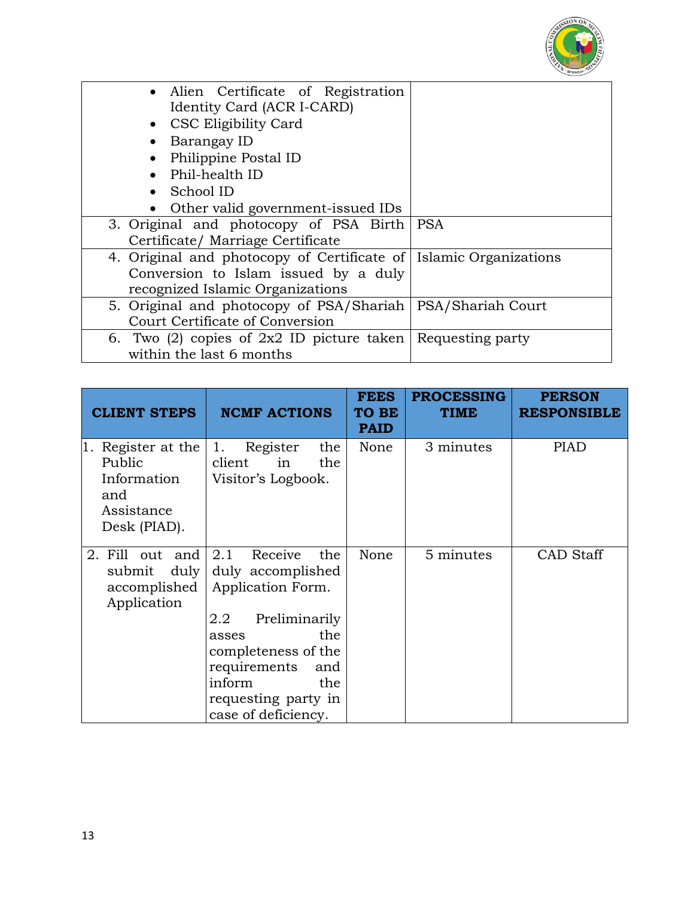| | |
|---|---|
| • Alien Certificate of Registration Identity Card (ACR I-CARD)<br>• CSC Eligibility Card<br>• Barangay ID<br>• Philippine Postal ID<br>• Phil-health ID<br>• School ID<br>• Other valid government-issued IDs | |
| 3. Original and photocopy of PSA Birth Certificate/ Marriage Certificate | PSA |
| 4. Original and photocopy of Certificate of Conversion to Islam issued by a duly recognized Islamic Organizations | Islamic Organizations |
| 5. Original and photocopy of PSA/Shariah Court Certificate of Conversion | PSA/Shariah Court |
| 6. Two (2) copies of 2x2 ID picture taken within the last 6 months | Requesting party |

| CLIENT STEPS | NCMF ACTIONS | FEES TO BE PAID | PROCESSING TIME | PERSON RESPONSIBLE |
|---|---|---|---|---|
| 1. Register at the Public Information and Assistance Desk (PIAD). | 1. Register the client in the Visitor's Logbook. | None | 3 minutes | PIAD |
| 2. Fill out and submit duly accomplished Application | 2.1 Receive the duly accomplished Application Form.<br><br>2.2 Preliminarily asses the completeness of the requirements and inform the requesting party in case of deficiency. | None | 5 minutes | CAD Staff |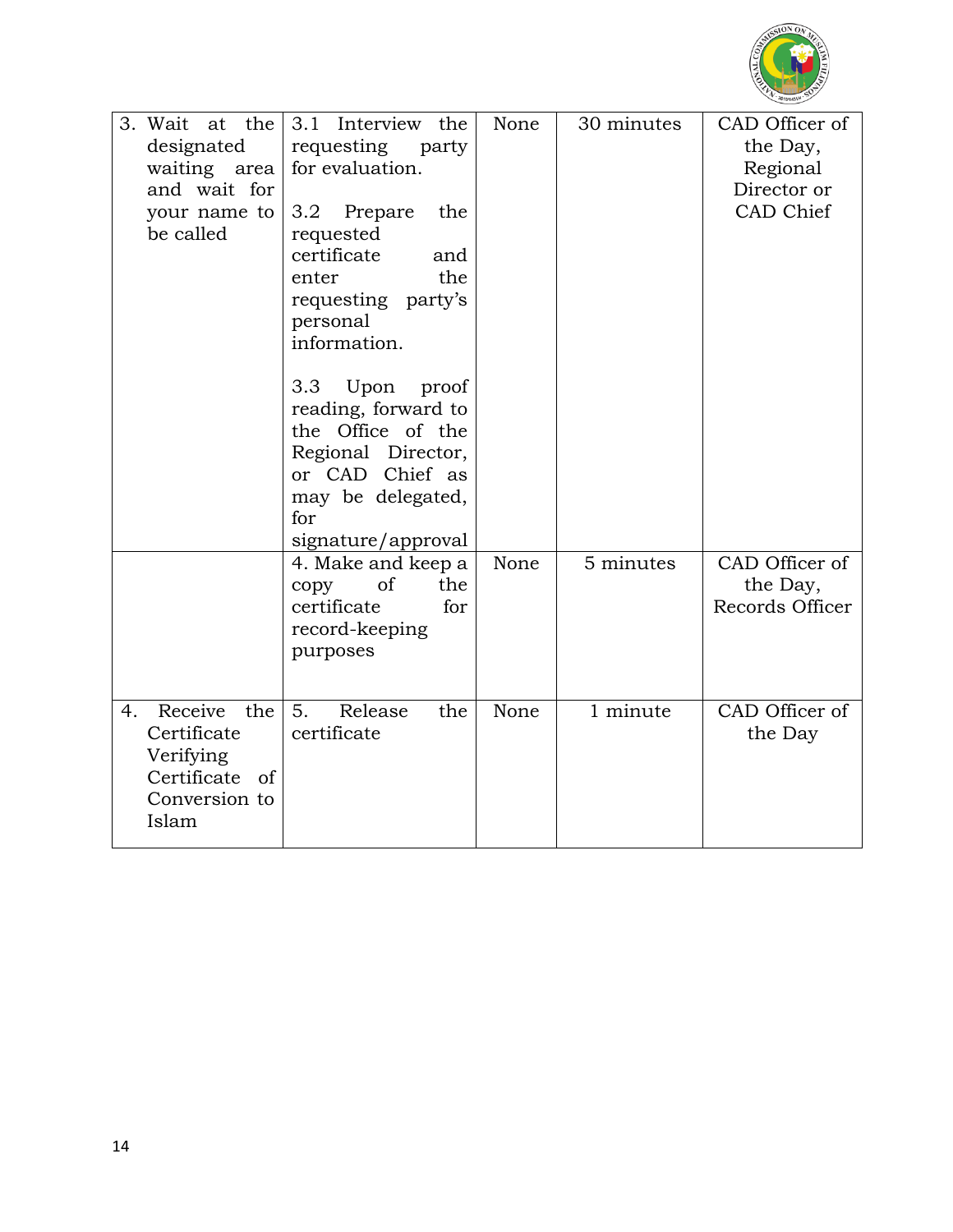| 3. Wait at the designated waiting area and wait for your name to be called | 3.1 Interview the requesting party for evaluation.<br><br>3.2 Prepare the requested certificate and enter the requesting party's personal information.<br><br>3.3 Upon proof reading, forward to the Office of the Regional Director, or CAD Chief as may be delegated, for signature/approval | None | 30 minutes | CAD Officer of the Day, Regional Director or CAD Chief |
|---|---|---|---|---|
| | 4. Make and keep a copy of the certificate for record-keeping purposes | None | 5 minutes | CAD Officer of the Day, Records Officer |
| 4. Receive the Certificate Verifying Certificate of Conversion to Islam | 5. Release the certificate | None | 1 minute | CAD Officer of the Day |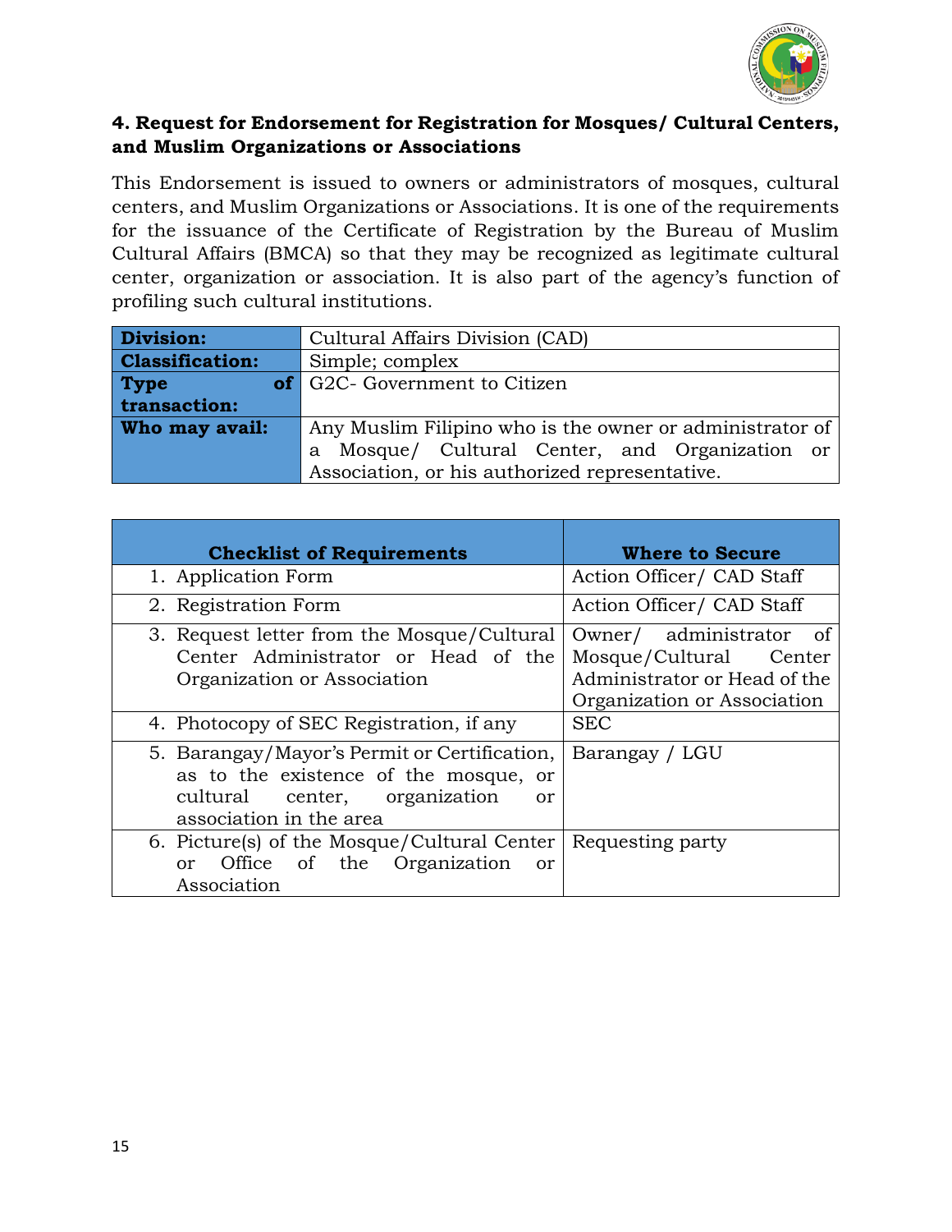### 4. Request for Endorsement for Registration for Mosques/ Cultural Centers, and Muslim Organizations or Associations

This Endorsement is issued to owners or administrators of mosques, cultural centers, and Muslim Organizations or Associations. It is one of the requirements for the issuance of the Certificate of Registration by the Bureau of Muslim Cultural Affairs (BMCA) so that they may be recognized as legitimate cultural center, organization or association. It is also part of the agency's function of profiling such cultural institutions.

| **Division:** | Cultural Affairs Division (CAD) |
|---|---|
| **Classification:** | Simple; complex |
| **Type of transaction:** | G2C- Government to Citizen |
| **Who may avail:** | Any Muslim Filipino who is the owner or administrator of a Mosque/ Cultural Center, and Organization or Association, or his authorized representative. |

| **Checklist of Requirements** | **Where to Secure** |
|---|---|
| 1. Application Form | Action Officer/ CAD Staff |
| 2. Registration Form | Action Officer/ CAD Staff |
| 3. Request letter from the Mosque/Cultural Center Administrator or Head of the Organization or Association | Owner/ administrator of Mosque/Cultural Center Administrator or Head of the Organization or Association |
| 4. Photocopy of SEC Registration, if any | SEC |
| 5. Barangay/Mayor's Permit or Certification, as to the existence of the mosque, or cultural center, organization or association in the area | Barangay / LGU |
| 6. Picture(s) of the Mosque/Cultural Center or Office of the Organization or Association | Requesting party |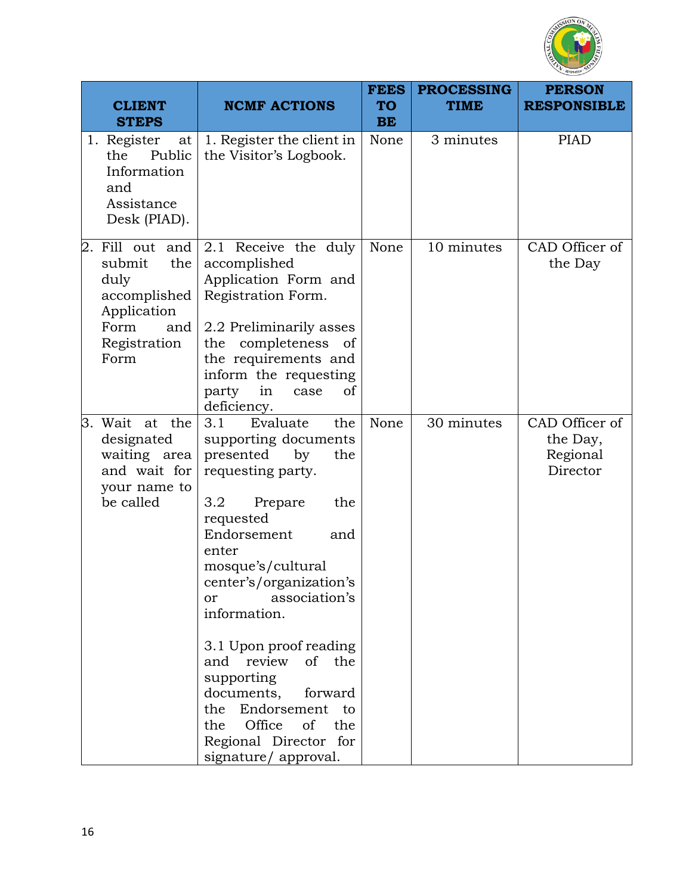| CLIENT STEPS | NCMF ACTIONS | FEES TO BE | PROCESSING TIME | PERSON RESPONSIBLE |
|---|---|---|---|---|
| 1. Register at the Public Information and Assistance Desk (PIAD). | 1. Register the client in the Visitor's Logbook. | None | 3 minutes | PIAD |
| 2. Fill out and submit the duly accomplished Application Form and Registration Form | 2.1 Receive the duly accomplished Application Form and Registration Form.<br><br>2.2 Preliminarily asses the completeness of the requirements and inform the requesting party in case of deficiency. | None | 10 minutes | CAD Officer of the Day |
| 3. Wait at the designated waiting area and wait for your name to be called | 3.1 Evaluate the supporting documents presented by the requesting party.<br><br>3.2 Prepare the requested Endorsement and enter mosque's/cultural center's/organization's or association's information.<br><br>3.1 Upon proof reading and review of the supporting documents, forward the Endorsement to the Office of the Regional Director for signature/ approval. | None | 30 minutes | CAD Officer of the Day, Regional Director |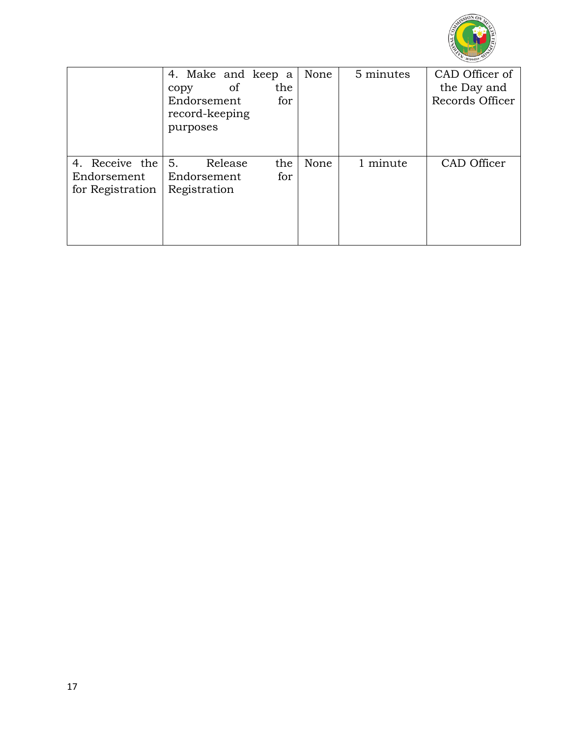| | | | | |
|---|---|---|---|---|
| | 4. Make and keep a copy of the Endorsement for record-keeping purposes | None | 5 minutes | CAD Officer of the Day and Records Officer |
| 4. Receive the Endorsement for Registration | 5. Release the Endorsement for Registration | None | 1 minute | CAD Officer |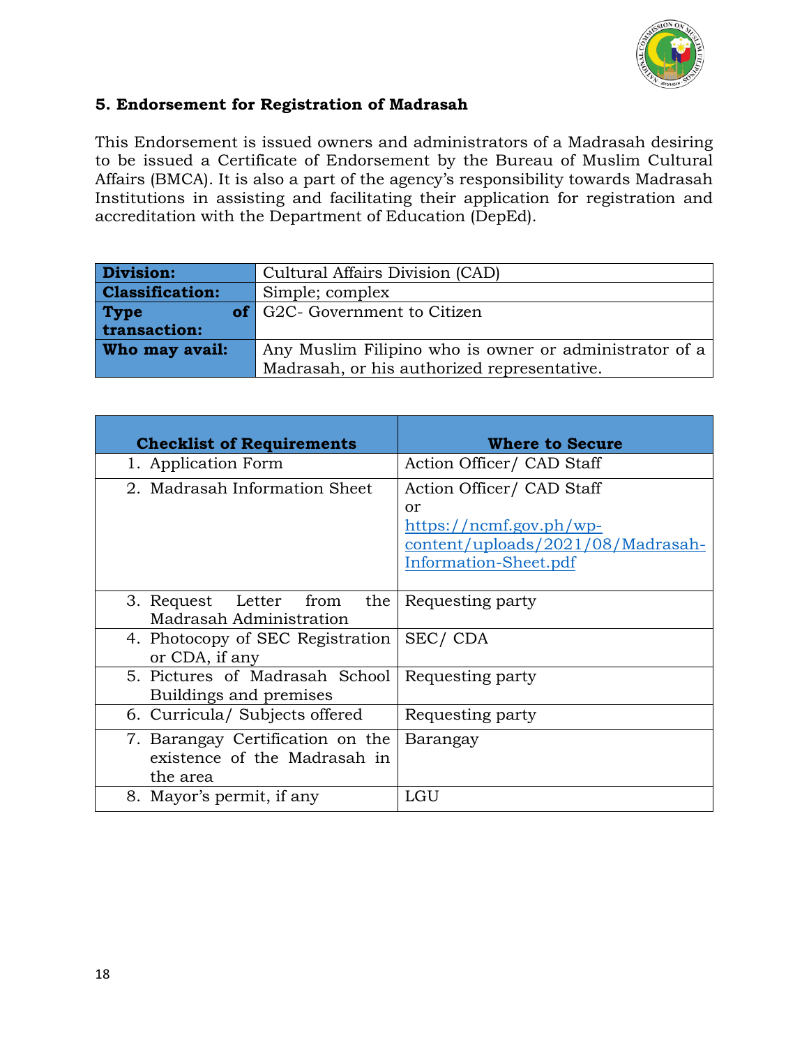## 5. Endorsement for Registration of Madrasah

This Endorsement is issued owners and administrators of a Madrasah desiring to be issued a Certificate of Endorsement by the Bureau of Muslim Cultural Affairs (BMCA). It is also a part of the agency's responsibility towards Madrasah Institutions in assisting and facilitating their application for registration and accreditation with the Department of Education (DepEd).

| | |
|---|---|
| **Division:** | Cultural Affairs Division (CAD) |
| **Classification:** | Simple; complex |
| **Type of transaction:** | G2C- Government to Citizen |
| **Who may avail:** | Any Muslim Filipino who is owner or administrator of a Madrasah, or his authorized representative. |

| **Checklist of Requirements** | **Where to Secure** |
|---|---|
| 1. Application Form | Action Officer/ CAD Staff |
| 2. Madrasah Information Sheet | Action Officer/ CAD Staff or https://ncmf.gov.ph/wp-content/uploads/2021/08/Madrasah-Information-Sheet.pdf |
| 3. Request Letter from the Madrasah Administration | Requesting party |
| 4. Photocopy of SEC Registration or CDA, if any | SEC/ CDA |
| 5. Pictures of Madrasah School Buildings and premises | Requesting party |
| 6. Curricula/ Subjects offered | Requesting party |
| 7. Barangay Certification on the existence of the Madrasah in the area | Barangay |
| 8. Mayor's permit, if any | LGU |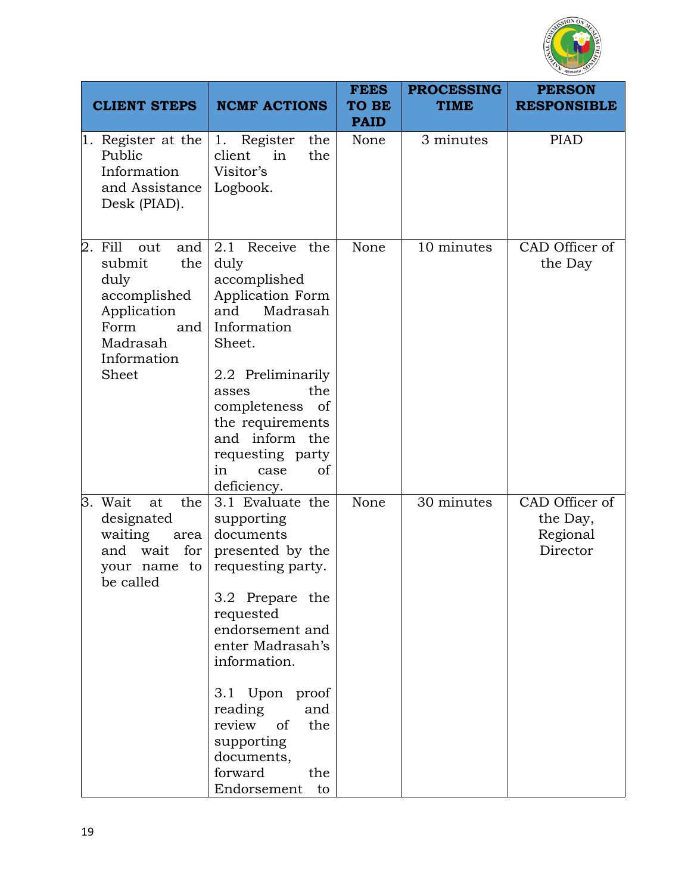| CLIENT STEPS | NCMF ACTIONS | FEES TO BE PAID | PROCESSING TIME | PERSON RESPONSIBLE |
|---|---|---|---|---|
| 1. Register at the Public Information and Assistance Desk (PIAD). | 1. Register the client in the Visitor's Logbook. | None | 3 minutes | PIAD |
| 2. Fill out and submit the duly accomplished Application Form and Madrasah Information Sheet | 2.1 Receive the duly accomplished Application Form and Madrasah Information Sheet.<br><br>2.2 Preliminarily asses the completeness of the requirements and inform the requesting party in case of deficiency. | None | 10 minutes | CAD Officer of the Day |
| 3. Wait at the designated waiting area and wait for your name to be called | 3.1 Evaluate the supporting documents presented by the requesting party.<br><br>3.2 Prepare the requested endorsement and enter Madrasah's information.<br><br>3.1 Upon proof reading and review of the supporting documents, forward the Endorsement to | None | 30 minutes | CAD Officer of the Day, Regional Director |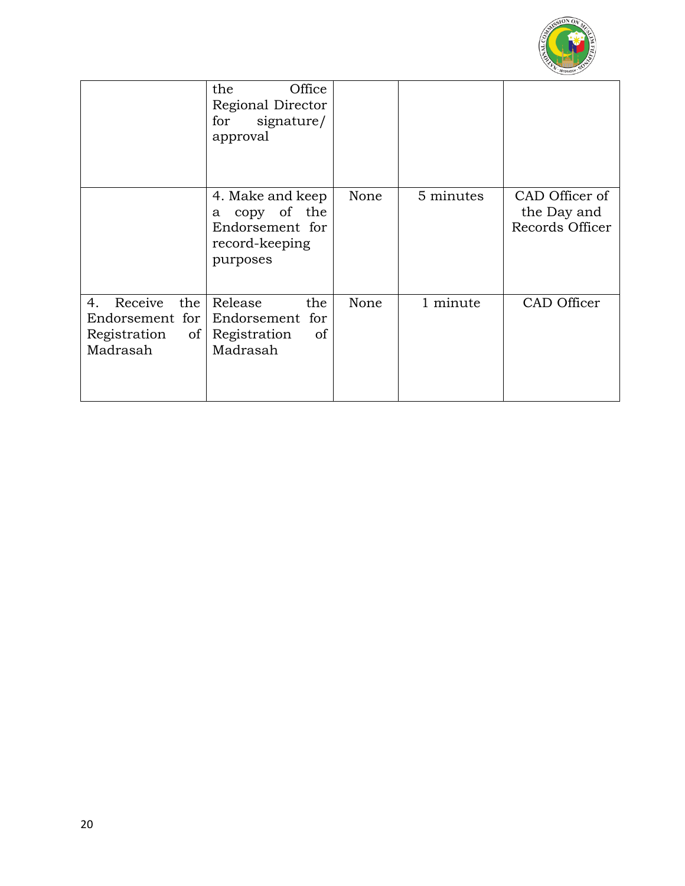| | | | | |
|---|---|---|---|---|
| | the Office Regional Director for signature/ approval | | | |
| | 4. Make and keep a copy of the Endorsement for record-keeping purposes | None | 5 minutes | CAD Officer of the Day and Records Officer |
| 4. Receive the Endorsement for Registration of Madrasah | Release the Endorsement for Registration of Madrasah | None | 1 minute | CAD Officer |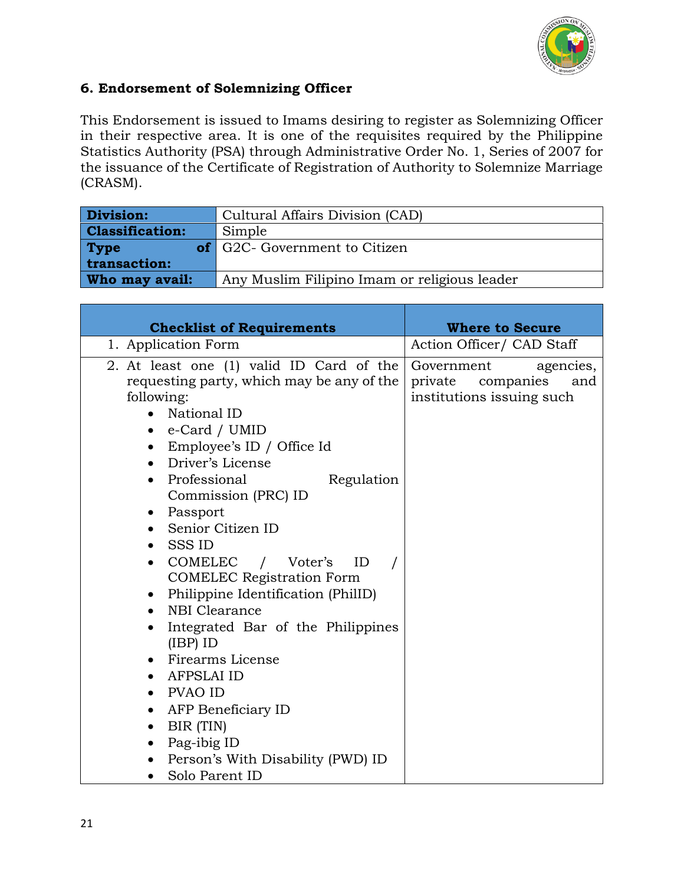## 6. Endorsement of Solemnizing Officer

This Endorsement is issued to Imams desiring to register as Solemnizing Officer in their respective area. It is one of the requisites required by the Philippine Statistics Authority (PSA) through Administrative Order No. 1, Series of 2007 for the issuance of the Certificate of Registration of Authority to Solemnize Marriage (CRASM).

| **Division:** | Cultural Affairs Division (CAD) |
|---|---|
| **Classification:** | Simple |
| **Type of transaction:** | G2C- Government to Citizen |
| **Who may avail:** | Any Muslim Filipino Imam or religious leader |

| **Checklist of Requirements** | **Where to Secure** |
|---|---|
| 1. Application Form | Action Officer/ CAD Staff |
| 2. At least one (1) valid ID Card of the requesting party, which may be any of the following:<br>• National ID<br>• e-Card / UMID<br>• Employee's ID / Office Id<br>• Driver's License<br>• Professional Regulation Commission (PRC) ID<br>• Passport<br>• Senior Citizen ID<br>• SSS ID<br>• COMELEC / Voter's ID / COMELEC Registration Form<br>• Philippine Identification (PhilID)<br>• NBI Clearance<br>• Integrated Bar of the Philippines (IBP) ID<br>• Firearms License<br>• AFPSLAI ID<br>• PVAO ID<br>• AFP Beneficiary ID<br>• BIR (TIN)<br>• Pag-ibig ID<br>• Person's With Disability (PWD) ID<br>• Solo Parent ID | Government agencies, private companies and institutions issuing such |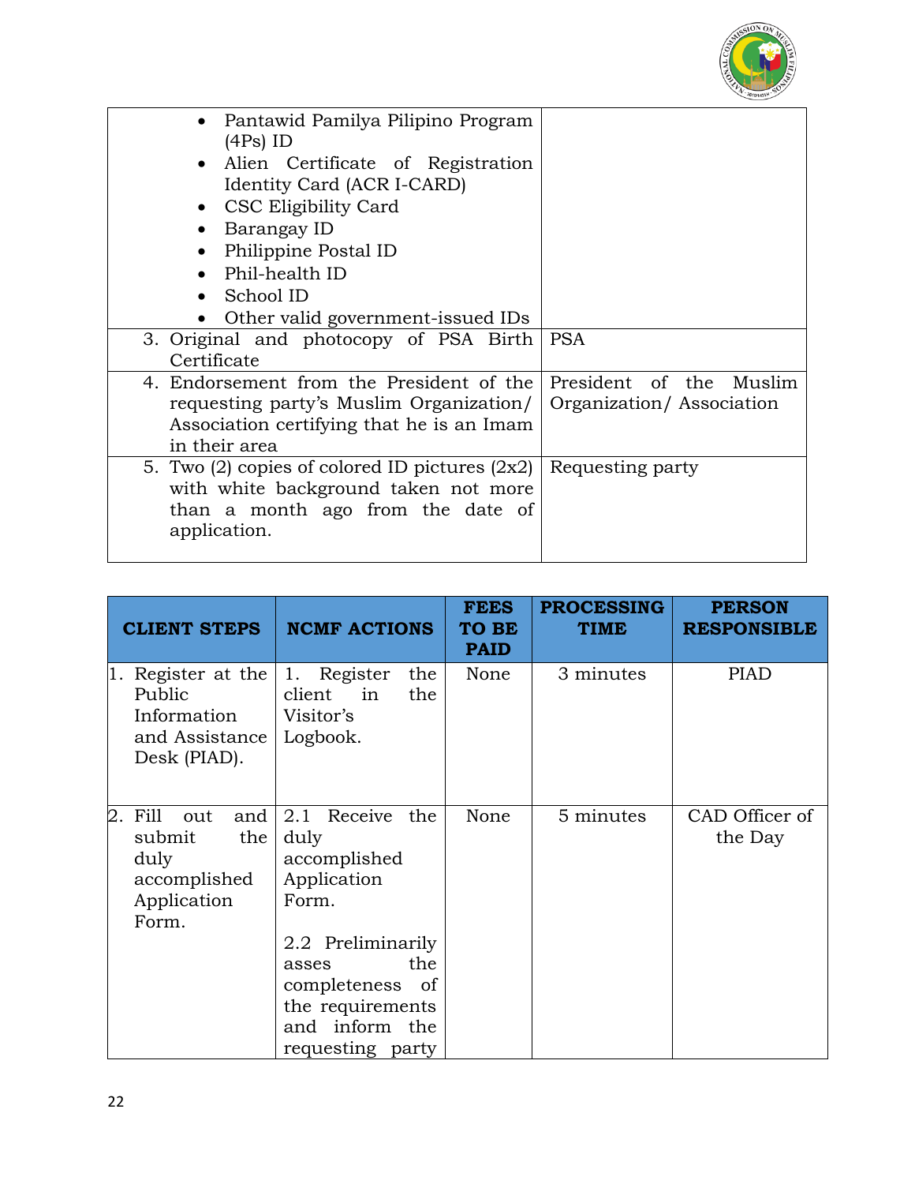| | |
|---|---|
| • Pantawid Pamilya Pilipino Program (4Ps) ID<br>• Alien Certificate of Registration Identity Card (ACR I-CARD)<br>• CSC Eligibility Card<br>• Barangay ID<br>• Philippine Postal ID<br>• Phil-health ID<br>• School ID<br>• Other valid government-issued IDs | |
| 3. Original and photocopy of PSA Birth Certificate | PSA |
| 4. Endorsement from the President of the requesting party's Muslim Organization/ Association certifying that he is an Imam in their area | President of the Muslim Organization/ Association |
| 5. Two (2) copies of colored ID pictures (2x2) with white background taken not more than a month ago from the date of application. | Requesting party |

| CLIENT STEPS | NCMF ACTIONS | FEES TO BE PAID | PROCESSING TIME | PERSON RESPONSIBLE |
|---|---|---|---|---|
| 1. Register at the Public Information and Assistance Desk (PIAD). | 1. Register the client in the Visitor's Logbook. | None | 3 minutes | PIAD |
| 2. Fill out and submit the duly accomplished Application Form. | 2.1 Receive the duly accomplished Application Form.<br><br>2.2 Preliminarily asses the completeness of the requirements and inform the requesting party | None | 5 minutes | CAD Officer of the Day |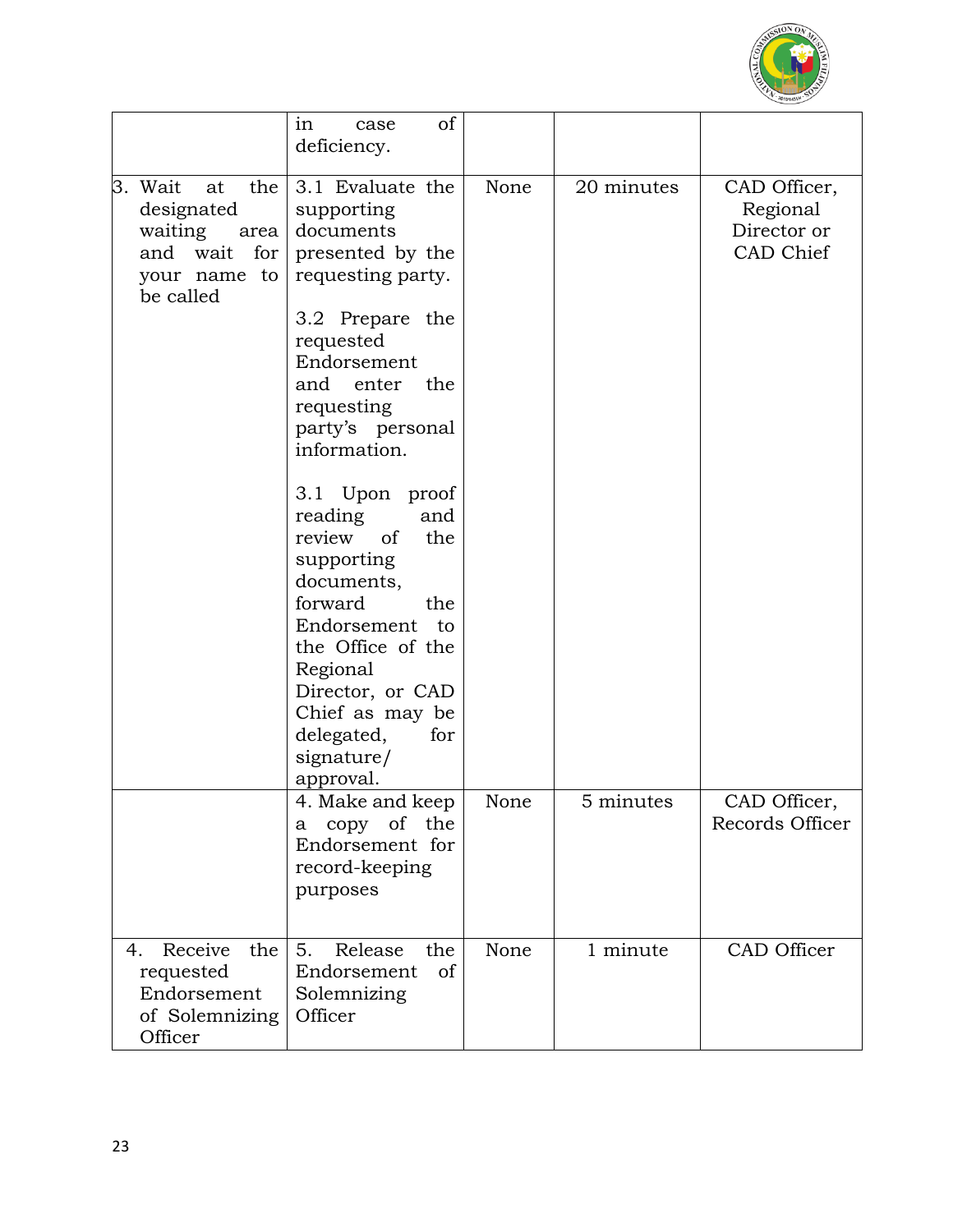| | | | | |
|---|---|---|---|---|
| | in case of deficiency. | | | |
| 3. Wait at the designated waiting area and wait for your name to be called | 3.1 Evaluate the supporting documents presented by the requesting party.<br><br>3.2 Prepare the requested Endorsement and enter the requesting party's personal information.<br><br>3.1 Upon proof reading and review of the supporting documents, forward the Endorsement to the Office of the Regional Director, or CAD Chief as may be delegated, for signature/ approval. | None | 20 minutes | CAD Officer, Regional Director or CAD Chief |
| | 4. Make and keep a copy of the Endorsement for record-keeping purposes | None | 5 minutes | CAD Officer, Records Officer |
| 4. Receive the requested Endorsement of Solemnizing Officer | 5. Release the Endorsement of Solemnizing Officer | None | 1 minute | CAD Officer |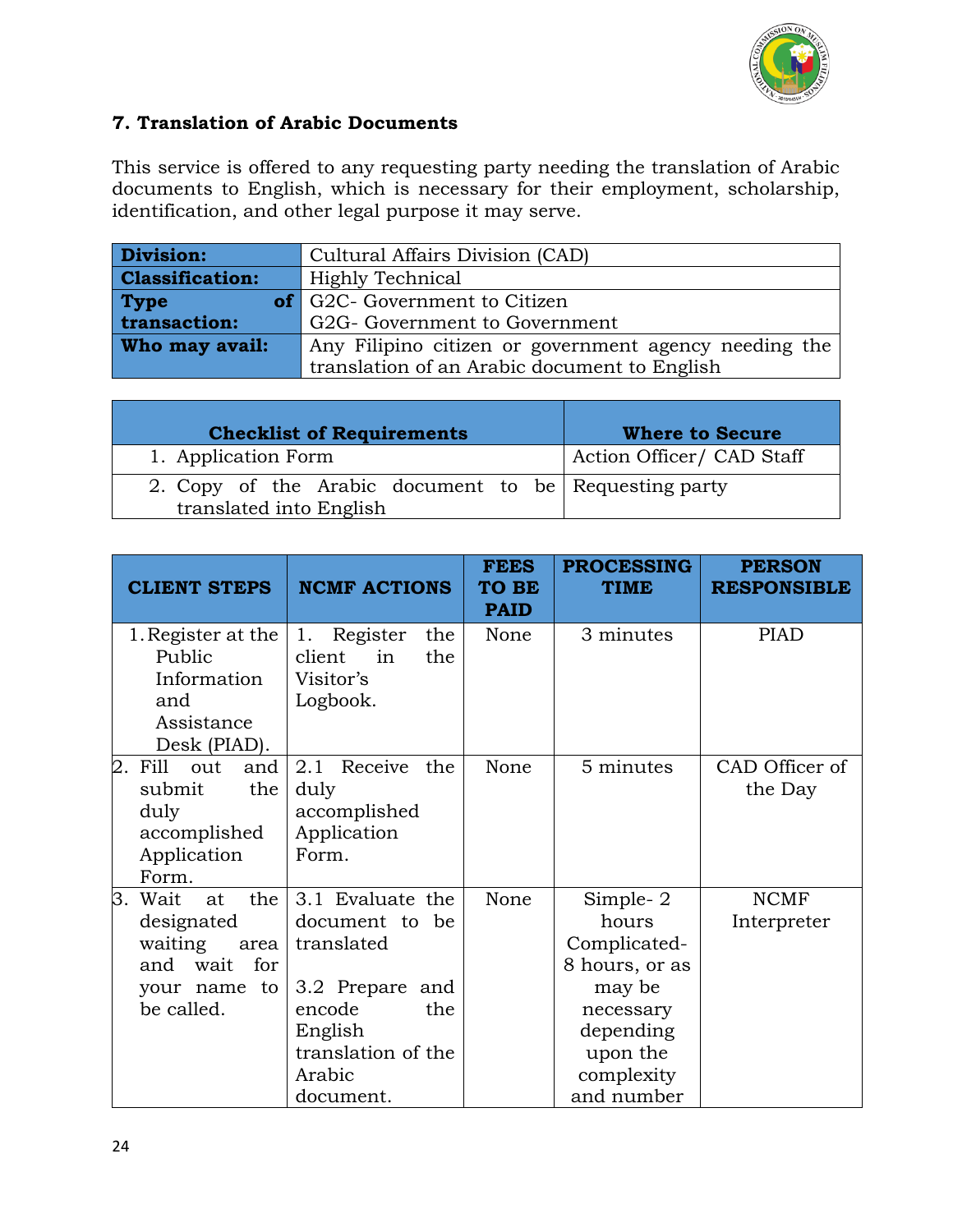### 7. Translation of Arabic Documents

This service is offered to any requesting party needing the translation of Arabic documents to English, which is necessary for their employment, scholarship, identification, and other legal purpose it may serve.

| | |
|---|---|
| **Division:** | Cultural Affairs Division (CAD) |
| **Classification:** | Highly Technical |
| **Type of transaction:** | G2C- Government to Citizen<br>G2G- Government to Government |
| **Who may avail:** | Any Filipino citizen or government agency needing the translation of an Arabic document to English |

| Checklist of Requirements | Where to Secure |
|---|---|
| 1. Application Form | Action Officer/ CAD Staff |
| 2. Copy of the Arabic document to be translated into English | Requesting party |

| CLIENT STEPS | NCMF ACTIONS | FEES TO BE PAID | PROCESSING TIME | PERSON RESPONSIBLE |
|---|---|---|---|---|
| 1. Register at the Public Information and Assistance Desk (PIAD). | 1. Register the client in the Visitor's Logbook. | None | 3 minutes | PIAD |
| 2. Fill out and submit the duly accomplished Application Form. | 2.1 Receive the duly accomplished Application Form. | None | 5 minutes | CAD Officer of the Day |
| 3. Wait at the designated waiting area and wait for your name to be called. | 3.1 Evaluate the document to be translated<br><br>3.2 Prepare and encode the English translation of the Arabic document. | None | Simple- 2 hours<br>Complicated- 8 hours, or as may be necessary depending upon the complexity and number | NCMF Interpreter |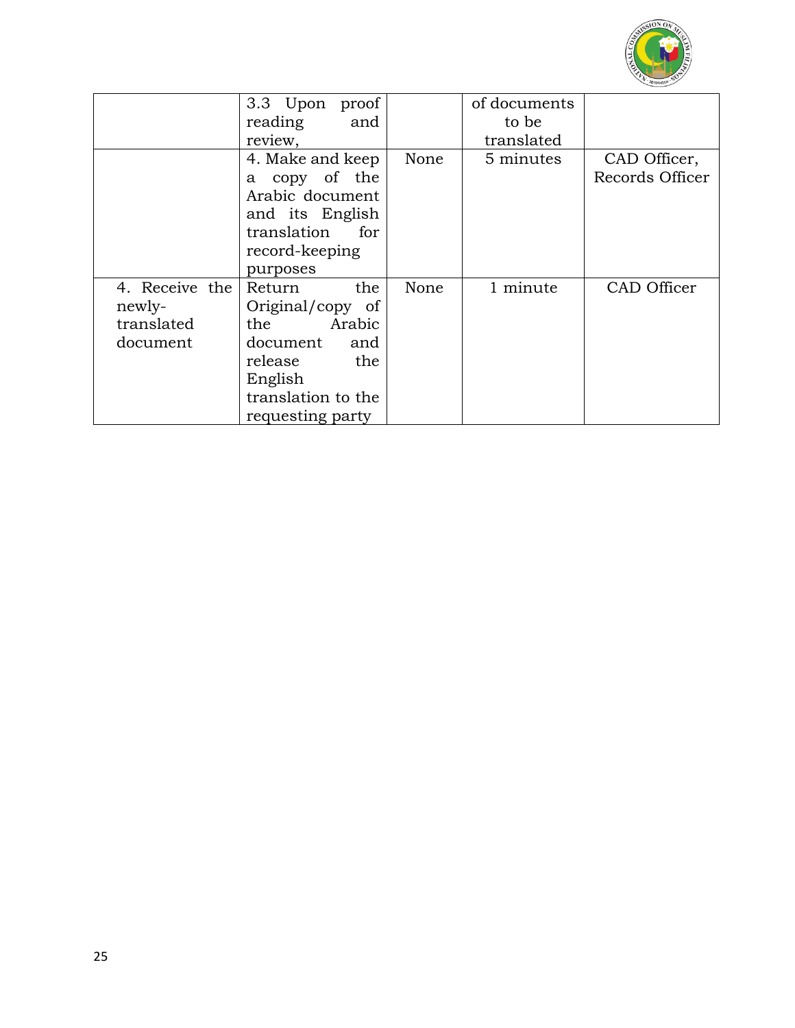| | | | | |
|---|---|---|---|---|
| | 3.3 Upon proof reading and review, | | of documents to be translated | |
| | 4. Make and keep a copy of the Arabic document and its English translation for record-keeping purposes | None | 5 minutes | CAD Officer, Records Officer |
| 4. Receive the newly-translated document | Return the Original/copy of the Arabic document and release the English translation to the requesting party | None | 1 minute | CAD Officer |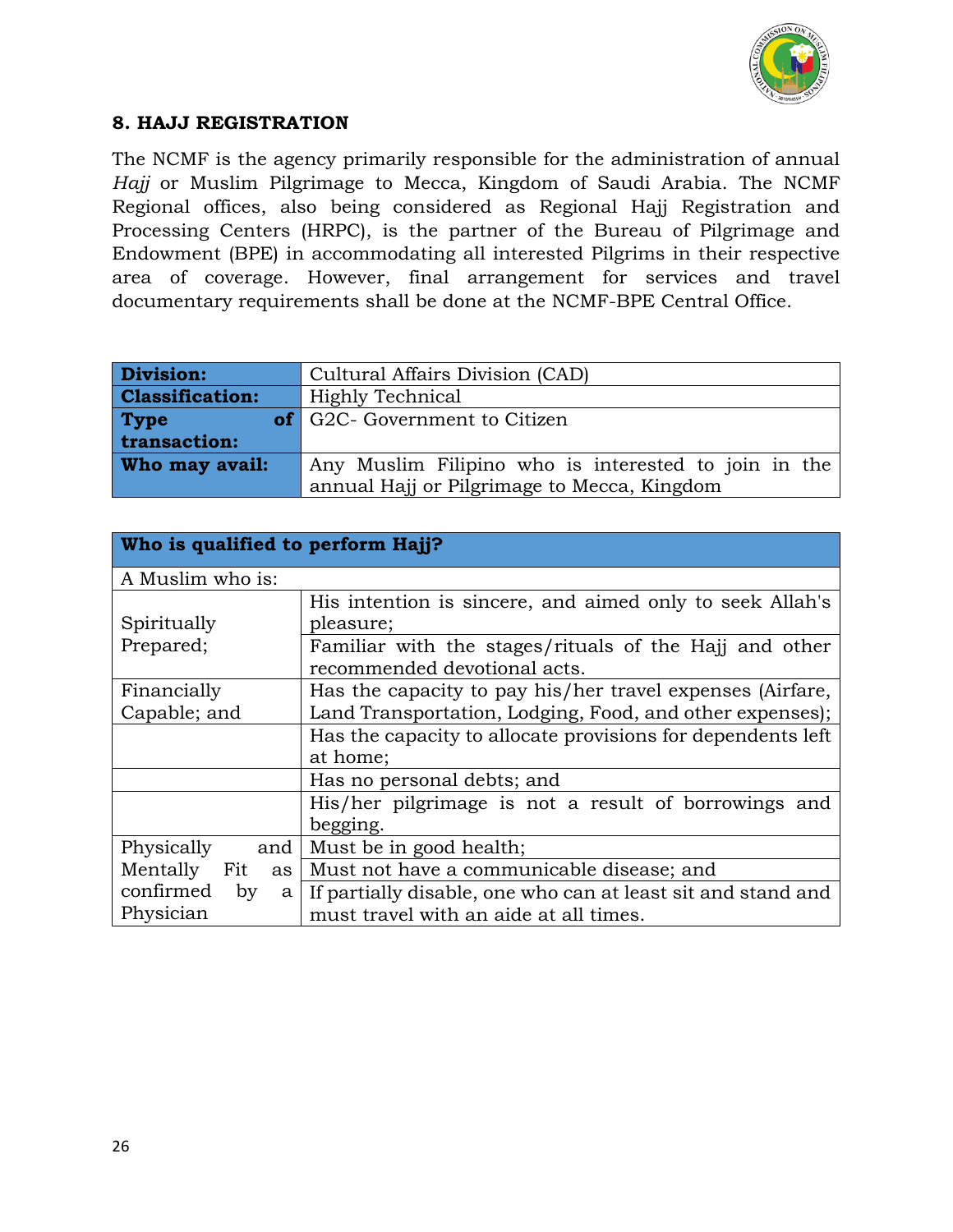## 8. HAJJ REGISTRATION

The NCMF is the agency primarily responsible for the administration of annual *Hajj* or Muslim Pilgrimage to Mecca, Kingdom of Saudi Arabia. The NCMF Regional offices, also being considered as Regional Hajj Registration and Processing Centers (HRPC), is the partner of the Bureau of Pilgrimage and Endowment (BPE) in accommodating all interested Pilgrims in their respective area of coverage. However, final arrangement for services and travel documentary requirements shall be done at the NCMF-BPE Central Office.

| **Division:** | Cultural Affairs Division (CAD) |
|---|---|
| **Classification:** | Highly Technical |
| **Type of transaction:** | G2C- Government to Citizen |
| **Who may avail:** | Any Muslim Filipino who is interested to join in the annual Hajj or Pilgrimage to Mecca, Kingdom |

| **Who is qualified to perform Hajj?** | |
|---|---|
| A Muslim who is: | |
| Spiritually Prepared; | His intention is sincere, and aimed only to seek Allah's pleasure; |
| | Familiar with the stages/rituals of the Hajj and other recommended devotional acts. |
| Financially Capable; and | Has the capacity to pay his/her travel expenses (Airfare, Land Transportation, Lodging, Food, and other expenses); |
| | Has the capacity to allocate provisions for dependents left at home; |
| | Has no personal debts; and |
| | His/her pilgrimage is not a result of borrowings and begging. |
| Physically and Mentally Fit as confirmed by a Physician | Must be in good health; |
| | Must not have a communicable disease; and |
| | If partially disable, one who can at least sit and stand and must travel with an aide at all times. |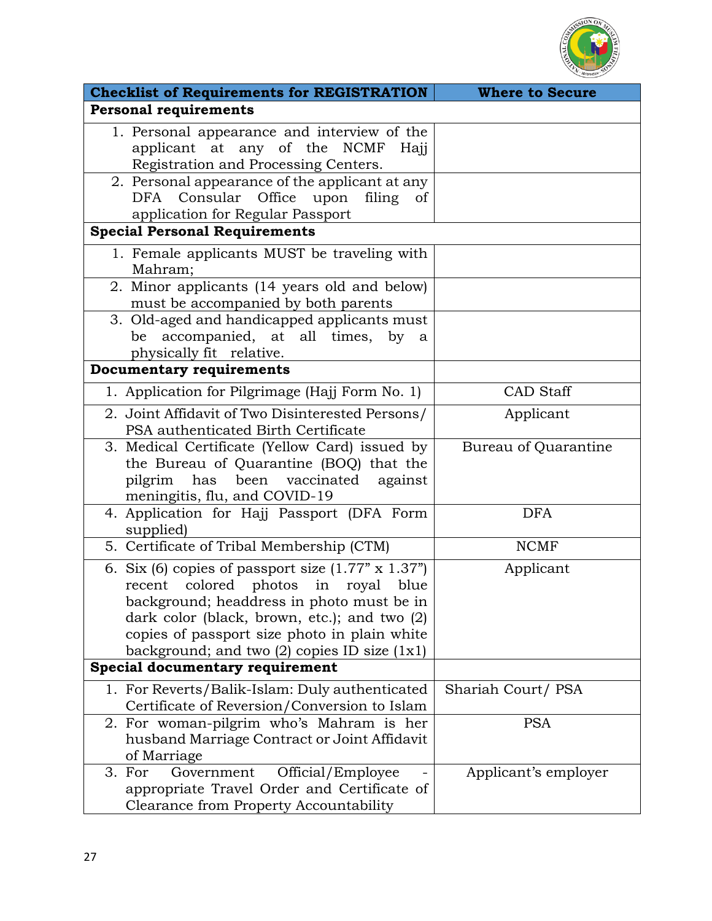| Checklist of Requirements for REGISTRATION | Where to Secure |
|---|---|
| **Personal requirements** | |
| 1. Personal appearance and interview of the applicant at any of the NCMF Hajj Registration and Processing Centers. | |
| 2. Personal appearance of the applicant at any DFA Consular Office upon filing of application for Regular Passport | |
| **Special Personal Requirements** | |
| 1. Female applicants MUST be traveling with Mahram; | |
| 2. Minor applicants (14 years old and below) must be accompanied by both parents | |
| 3. Old-aged and handicapped applicants must be accompanied, at all times, by a physically fit relative. | |
| **Documentary requirements** | |
| 1. Application for Pilgrimage (Hajj Form No. 1) | CAD Staff |
| 2. Joint Affidavit of Two Disinterested Persons/ PSA authenticated Birth Certificate | Applicant |
| 3. Medical Certificate (Yellow Card) issued by the Bureau of Quarantine (BOQ) that the pilgrim has been vaccinated against meningitis, flu, and COVID-19 | Bureau of Quarantine |
| 4. Application for Hajj Passport (DFA Form supplied) | DFA |
| 5. Certificate of Tribal Membership (CTM) | NCMF |
| 6. Six (6) copies of passport size (1.77" x 1.37") recent colored photos in royal blue background; headdress in photo must be in dark color (black, brown, etc.); and two (2) copies of passport size photo in plain white background; and two (2) copies ID size (1x1) | Applicant |
| **Special documentary requirement** | |
| 1. For Reverts/Balik-Islam: Duly authenticated Certificate of Reversion/Conversion to Islam | Shariah Court/ PSA |
| 2. For woman-pilgrim who's Mahram is her husband Marriage Contract or Joint Affidavit of Marriage | PSA |
| 3. For Government Official/Employee - appropriate Travel Order and Certificate of Clearance from Property Accountability | Applicant's employer |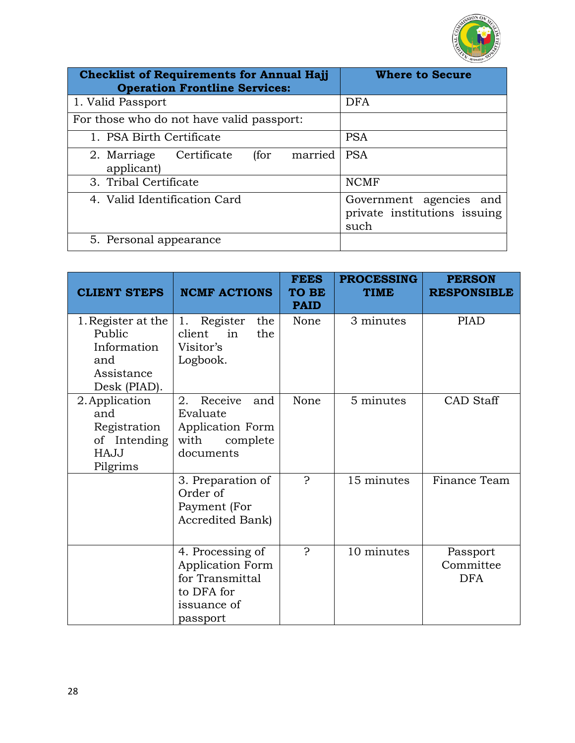| Checklist of Requirements for Annual Hajj Operation Frontline Services: | Where to Secure |
|---|---|
| 1. Valid Passport | DFA |
| For those who do not have valid passport: | |
| 1. PSA Birth Certificate | PSA |
| 2. Marriage Certificate (for married applicant) | PSA |
| 3. Tribal Certificate | NCMF |
| 4. Valid Identification Card | Government agencies and private institutions issuing such |
| 5. Personal appearance | |

| CLIENT STEPS | NCMF ACTIONS | FEES TO BE PAID | PROCESSING TIME | PERSON RESPONSIBLE |
|---|---|---|---|---|
| 1. Register at the Public Information and Assistance Desk (PIAD). | 1. Register the client in the Visitor's Logbook. | None | 3 minutes | PIAD |
| 2. Application and Registration of Intending HAJJ Pilgrims | 2. Receive and Evaluate Application Form with complete documents | None | 5 minutes | CAD Staff |
| | 3. Preparation of Order of Payment (For Accredited Bank) | ? | 15 minutes | Finance Team |
| | 4. Processing of Application Form for Transmittal to DFA for issuance of passport | ? | 10 minutes | Passport Committee DFA |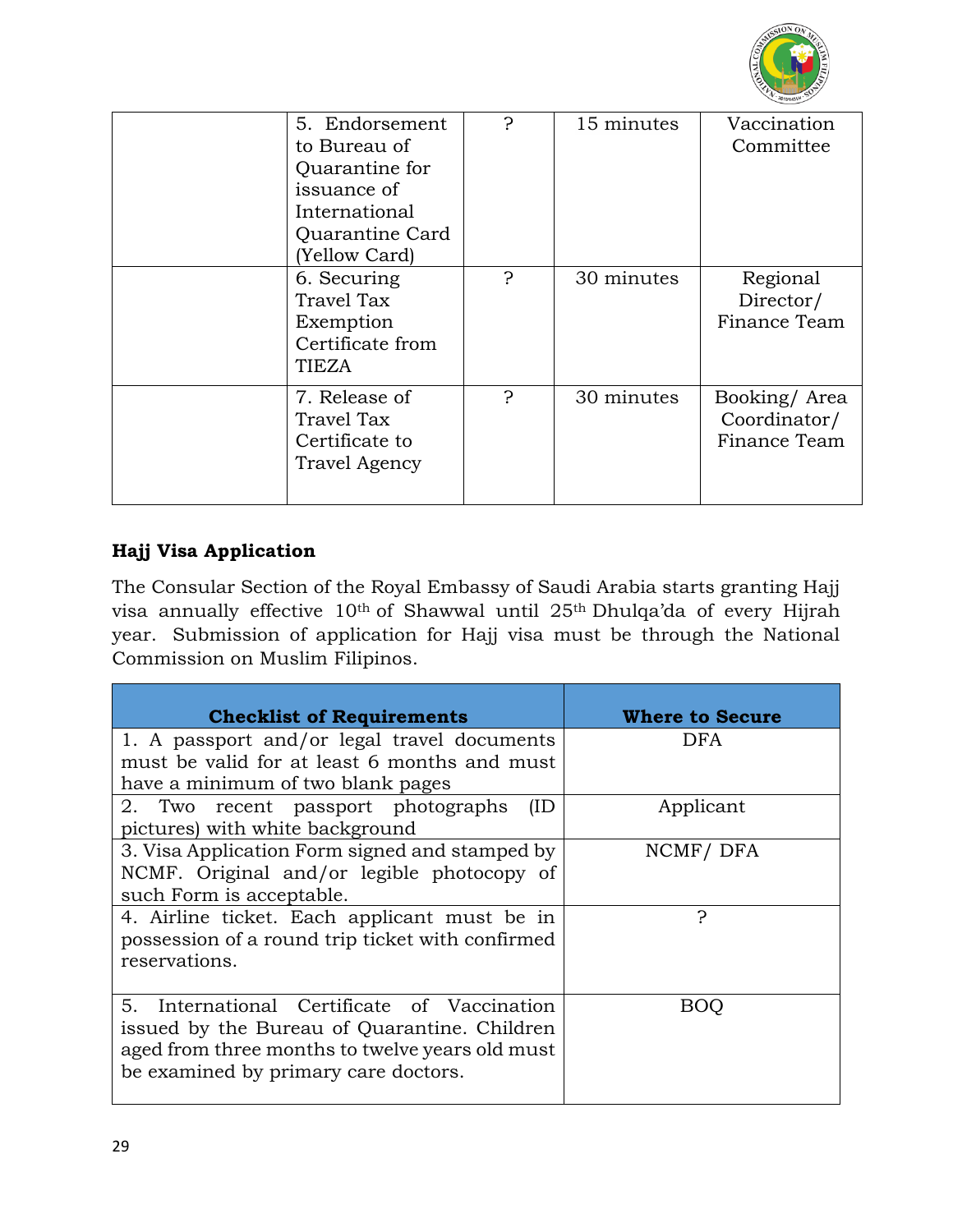| | | | | |
|---|---|---|---|---|
| | 5. Endorsement to Bureau of Quarantine for issuance of International Quarantine Card (Yellow Card) | ? | 15 minutes | Vaccination Committee |
| | 6. Securing Travel Tax Exemption Certificate from TIEZA | ? | 30 minutes | Regional Director/ Finance Team |
| | 7. Release of Travel Tax Certificate to Travel Agency | ? | 30 minutes | Booking/ Area Coordinator/ Finance Team |

**Hajj Visa Application**

The Consular Section of the Royal Embassy of Saudi Arabia starts granting Hajj visa annually effective 10th of Shawwal until 25th Dhulqa'da of every Hijrah year. Submission of application for Hajj visa must be through the National Commission on Muslim Filipinos.

| Checklist of Requirements | Where to Secure |
|---|---|
| 1. A passport and/or legal travel documents must be valid for at least 6 months and must have a minimum of two blank pages | DFA |
| 2. Two recent passport photographs (ID pictures) with white background | Applicant |
| 3. Visa Application Form signed and stamped by NCMF. Original and/or legible photocopy of such Form is acceptable. | NCMF/ DFA |
| 4. Airline ticket. Each applicant must be in possession of a round trip ticket with confirmed reservations. | ? |
| 5. International Certificate of Vaccination issued by the Bureau of Quarantine. Children aged from three months to twelve years old must be examined by primary care doctors. | BOQ |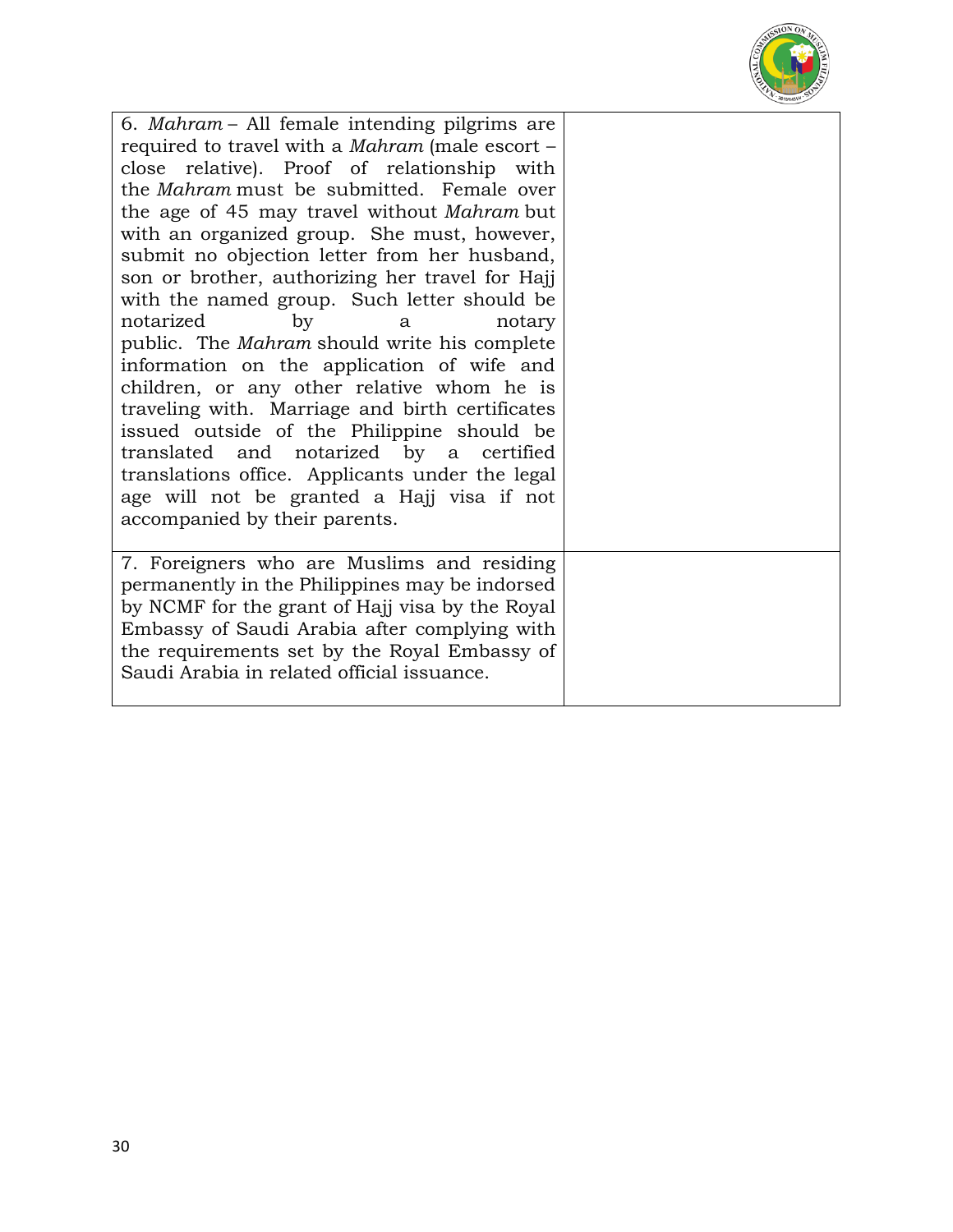| | |
|---|---|
| 6. *Mahram* – All female intending pilgrims are required to travel with a *Mahram* (male escort – close relative). Proof of relationship with the *Mahram* must be submitted. Female over the age of 45 may travel without *Mahram* but with an organized group. She must, however, submit no objection letter from her husband, son or brother, authorizing her travel for Hajj with the named group. Such letter should be notarized by a notary public. The *Mahram* should write his complete information on the application of wife and children, or any other relative whom he is traveling with. Marriage and birth certificates issued outside of the Philippine should be translated and notarized by a certified translations office. Applicants under the legal age will not be granted a Hajj visa if not accompanied by their parents. | |
| 7. Foreigners who are Muslims and residing permanently in the Philippines may be indorsed by NCMF for the grant of Hajj visa by the Royal Embassy of Saudi Arabia after complying with the requirements set by the Royal Embassy of Saudi Arabia in related official issuance. | |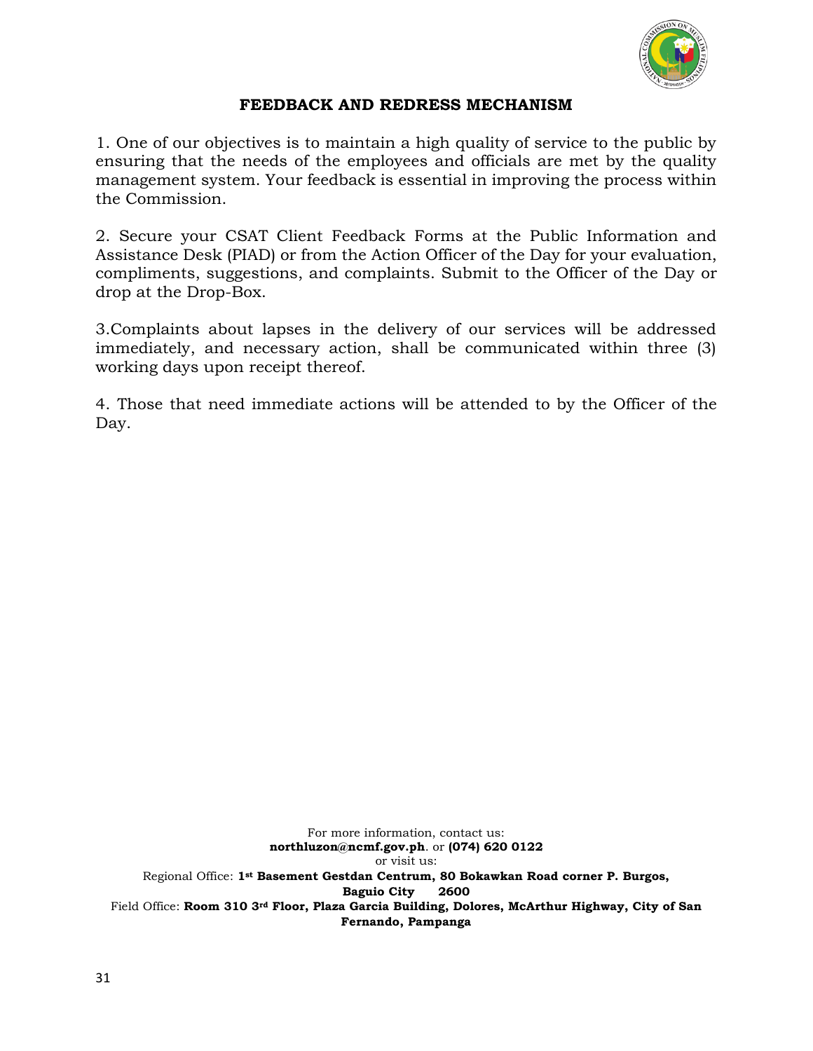## FEEDBACK AND REDRESS MECHANISM

1. One of our objectives is to maintain a high quality of service to the public by ensuring that the needs of the employees and officials are met by the quality management system. Your feedback is essential in improving the process within the Commission.

2. Secure your CSAT Client Feedback Forms at the Public Information and Assistance Desk (PIAD) or from the Action Officer of the Day for your evaluation, compliments, suggestions, and complaints. Submit to the Officer of the Day or drop at the Drop-Box.

3.Complaints about lapses in the delivery of our services will be addressed immediately, and necessary action, shall be communicated within three (3) working days upon receipt thereof.

4. Those that need immediate actions will be attended to by the Officer of the Day.

For more information, contact us:
**northluzon@ncmf.gov.ph**. or **(074) 620 0122**
or visit us:
Regional Office: **1st Basement Gestdan Centrum, 80 Bokawkan Road corner P. Burgos, Baguio City 2600**
Field Office: **Room 310 3rd Floor, Plaza Garcia Building, Dolores, McArthur Highway, City of San Fernando, Pampanga**